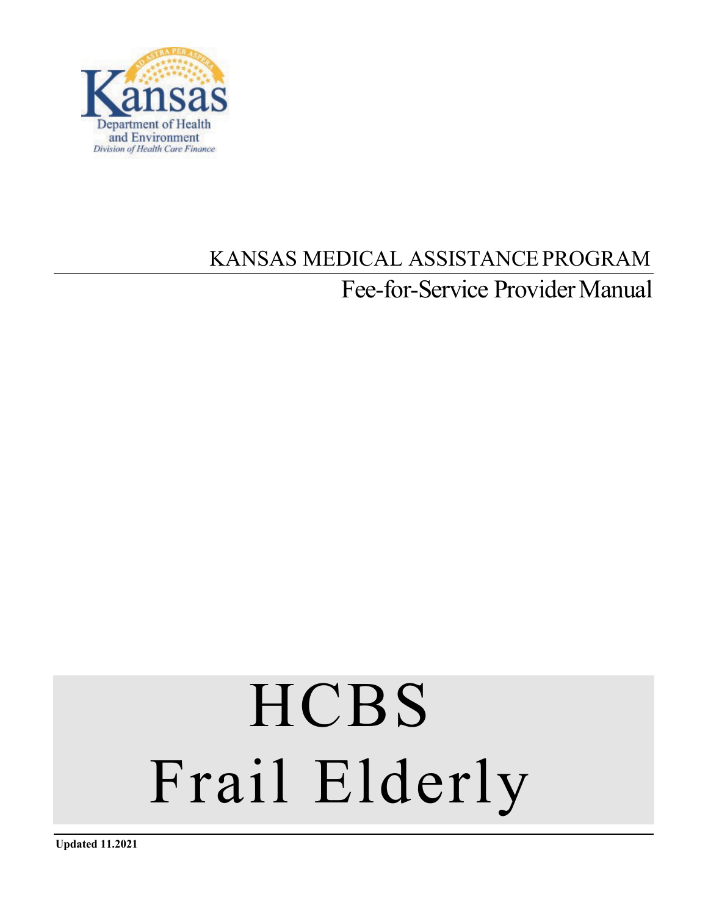Kansas
Department of Health and Environment
*Division of Health Care Finance*

KANSAS MEDICAL ASSISTANCE PROGRAM

Fee-for-Service Provider Manual

# HCBS Frail Elderly

**Updated 11.2021**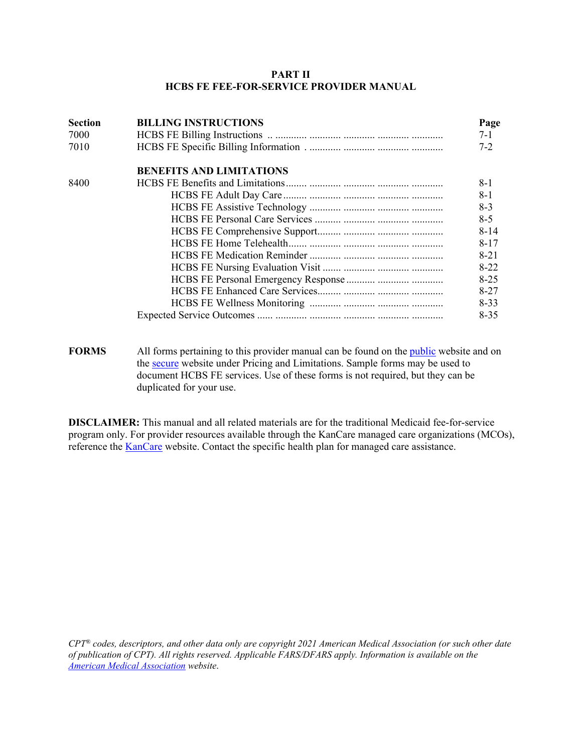# PART II
# HCBS FE FEE-FOR-SERVICE PROVIDER MANUAL

| Section | BILLING INSTRUCTIONS | Page |
|---|---|---|
| 7000 | HCBS FE Billing Instructions | 7-1 |
| 7010 | HCBS FE Specific Billing Information | 7-2 |
| | **BENEFITS AND LIMITATIONS** | |
| 8400 | HCBS FE Benefits and Limitations | 8-1 |
| | HCBS FE Adult Day Care | 8-1 |
| | HCBS FE Assistive Technology | 8-3 |
| | HCBS FE Personal Care Services | 8-5 |
| | HCBS FE Comprehensive Support | 8-14 |
| | HCBS FE Home Telehealth | 8-17 |
| | HCBS FE Medication Reminder | 8-21 |
| | HCBS FE Nursing Evaluation Visit | 8-22 |
| | HCBS FE Personal Emergency Response | 8-25 |
| | HCBS FE Enhanced Care Services | 8-27 |
| | HCBS FE Wellness Monitoring | 8-33 |
| | Expected Service Outcomes | 8-35 |

**FORMS** All forms pertaining to this provider manual can be found on the public website and on the secure website under Pricing and Limitations. Sample forms may be used to document HCBS FE services. Use of these forms is not required, but they can be duplicated for your use.

**DISCLAIMER:** This manual and all related materials are for the traditional Medicaid fee-for-service program only. For provider resources available through the KanCare managed care organizations (MCOs), reference the KanCare website. Contact the specific health plan for managed care assistance.

*CPT® codes, descriptors, and other data only are copyright 2021 American Medical Association (or such other date of publication of CPT). All rights reserved. Applicable FARS/DFARS apply. Information is available on the American Medical Association website.*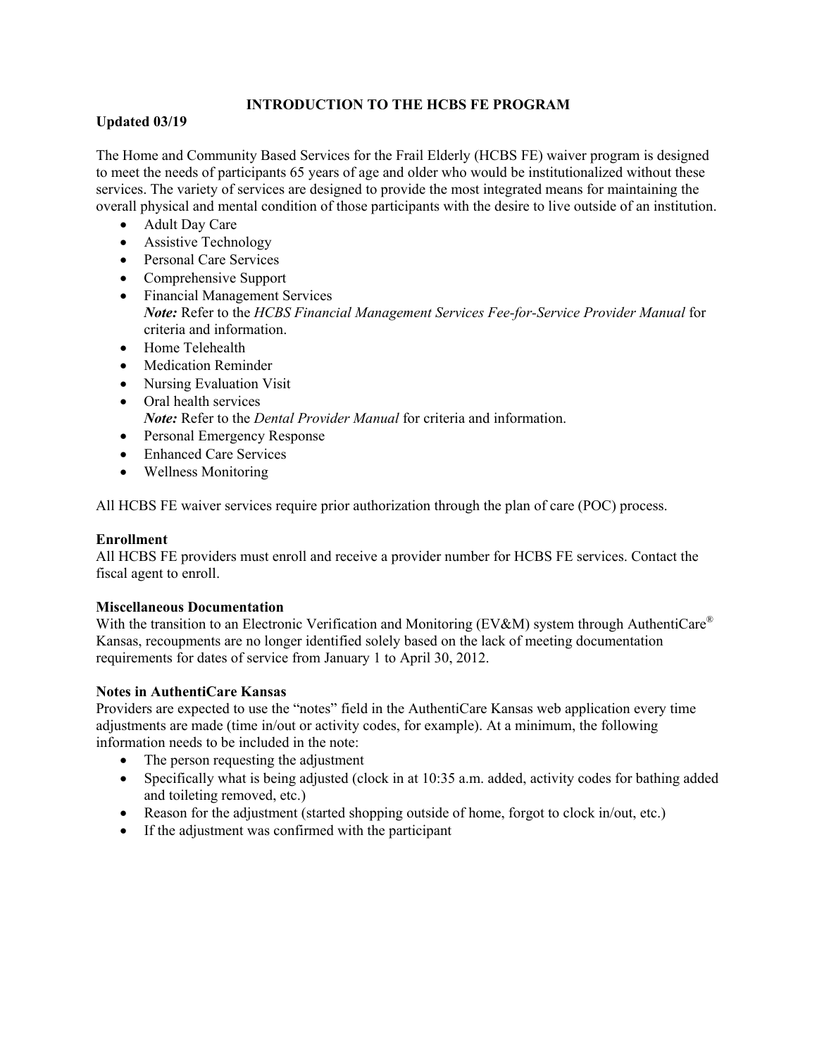# INTRODUCTION TO THE HCBS FE PROGRAM

**Updated 03/19**

The Home and Community Based Services for the Frail Elderly (HCBS FE) waiver program is designed to meet the needs of participants 65 years of age and older who would be institutionalized without these services. The variety of services are designed to provide the most integrated means for maintaining the overall physical and mental condition of those participants with the desire to live outside of an institution.

- Adult Day Care
- Assistive Technology
- Personal Care Services
- Comprehensive Support
- Financial Management Services
  ***Note:*** Refer to the *HCBS Financial Management Services Fee-for-Service Provider Manual* for criteria and information.
- Home Telehealth
- Medication Reminder
- Nursing Evaluation Visit
- Oral health services
  ***Note:*** Refer to the *Dental Provider Manual* for criteria and information.
- Personal Emergency Response
- Enhanced Care Services
- Wellness Monitoring

All HCBS FE waiver services require prior authorization through the plan of care (POC) process.

**Enrollment**

All HCBS FE providers must enroll and receive a provider number for HCBS FE services. Contact the fiscal agent to enroll.

**Miscellaneous Documentation**

With the transition to an Electronic Verification and Monitoring (EV&M) system through AuthentiCare® Kansas, recoupments are no longer identified solely based on the lack of meeting documentation requirements for dates of service from January 1 to April 30, 2012.

**Notes in AuthentiCare Kansas**

Providers are expected to use the "notes" field in the AuthentiCare Kansas web application every time adjustments are made (time in/out or activity codes, for example). At a minimum, the following information needs to be included in the note:

- The person requesting the adjustment
- Specifically what is being adjusted (clock in at 10:35 a.m. added, activity codes for bathing added and toileting removed, etc.)
- Reason for the adjustment (started shopping outside of home, forgot to clock in/out, etc.)
- If the adjustment was confirmed with the participant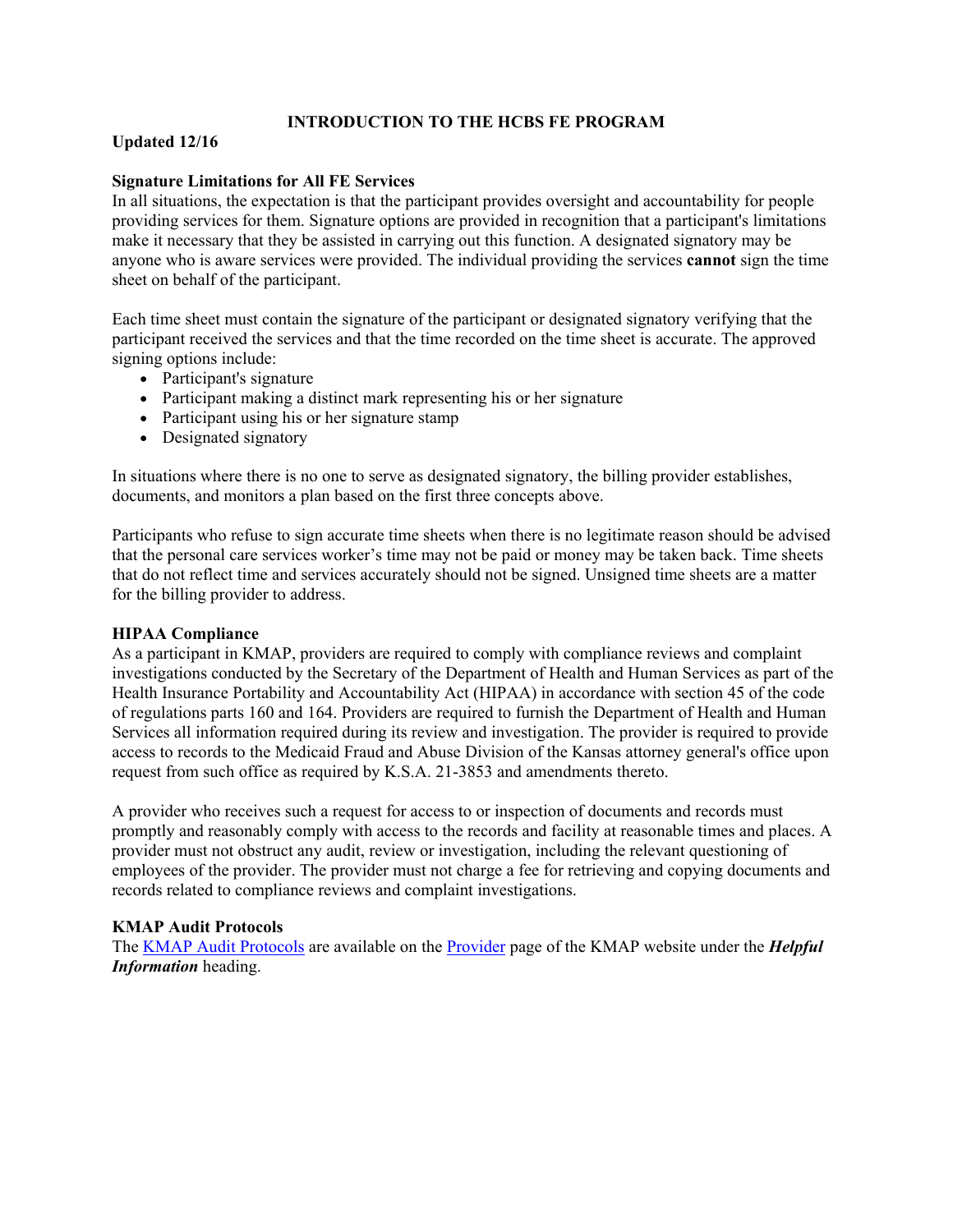**INTRODUCTION TO THE HCBS FE PROGRAM**

**Updated 12/16**

**Signature Limitations for All FE Services**

In all situations, the expectation is that the participant provides oversight and accountability for people providing services for them. Signature options are provided in recognition that a participant's limitations make it necessary that they be assisted in carrying out this function. A designated signatory may be anyone who is aware services were provided. The individual providing the services **cannot** sign the time sheet on behalf of the participant.

Each time sheet must contain the signature of the participant or designated signatory verifying that the participant received the services and that the time recorded on the time sheet is accurate. The approved signing options include:

- Participant's signature
- Participant making a distinct mark representing his or her signature
- Participant using his or her signature stamp
- Designated signatory

In situations where there is no one to serve as designated signatory, the billing provider establishes, documents, and monitors a plan based on the first three concepts above.

Participants who refuse to sign accurate time sheets when there is no legitimate reason should be advised that the personal care services worker's time may not be paid or money may be taken back. Time sheets that do not reflect time and services accurately should not be signed. Unsigned time sheets are a matter for the billing provider to address.

**HIPAA Compliance**

As a participant in KMAP, providers are required to comply with compliance reviews and complaint investigations conducted by the Secretary of the Department of Health and Human Services as part of the Health Insurance Portability and Accountability Act (HIPAA) in accordance with section 45 of the code of regulations parts 160 and 164. Providers are required to furnish the Department of Health and Human Services all information required during its review and investigation. The provider is required to provide access to records to the Medicaid Fraud and Abuse Division of the Kansas attorney general's office upon request from such office as required by K.S.A. 21-3853 and amendments thereto.

A provider who receives such a request for access to or inspection of documents and records must promptly and reasonably comply with access to the records and facility at reasonable times and places. A provider must not obstruct any audit, review or investigation, including the relevant questioning of employees of the provider. The provider must not charge a fee for retrieving and copying documents and records related to compliance reviews and complaint investigations.

**KMAP Audit Protocols**

The KMAP Audit Protocols are available on the Provider page of the KMAP website under the ***Helpful Information*** heading.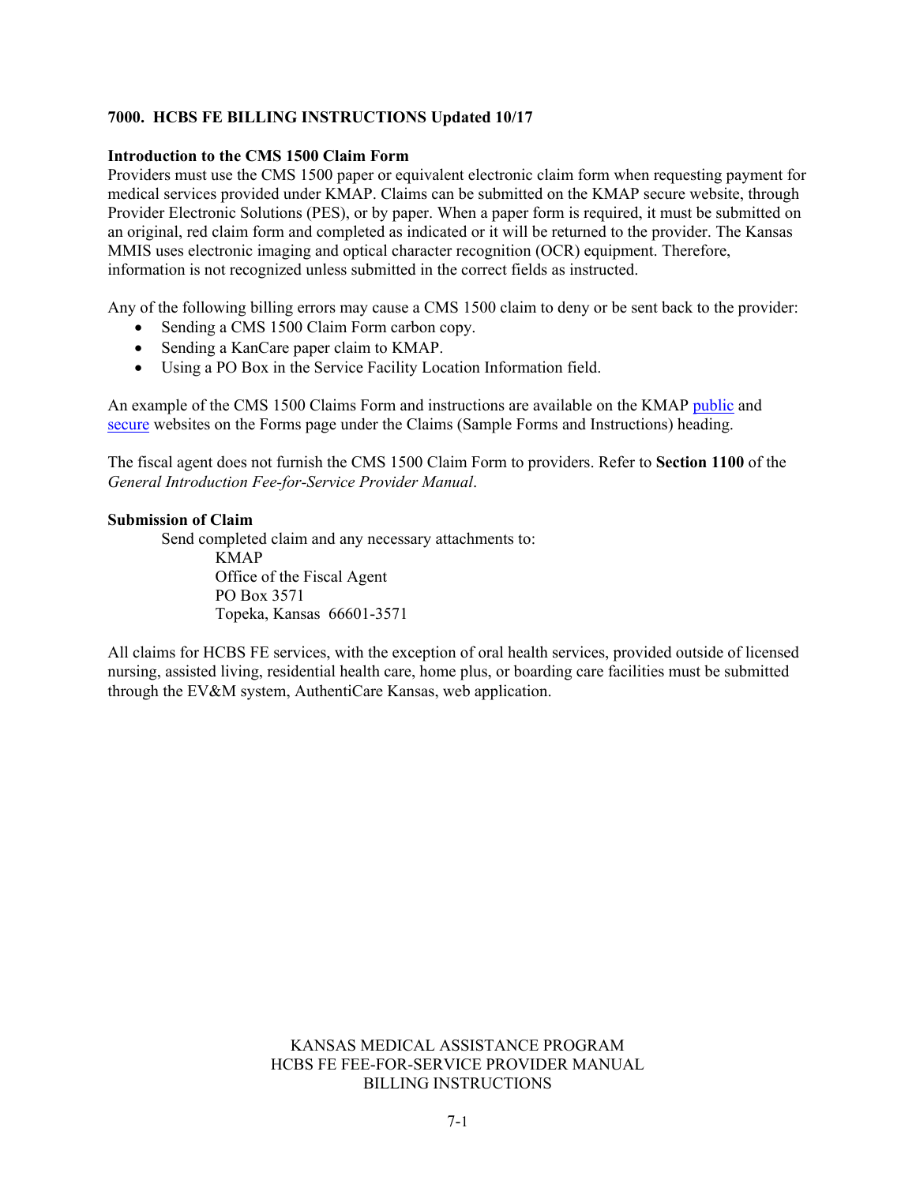## 7000. HCBS FE BILLING INSTRUCTIONS Updated 10/17

### Introduction to the CMS 1500 Claim Form

Providers must use the CMS 1500 paper or equivalent electronic claim form when requesting payment for medical services provided under KMAP. Claims can be submitted on the KMAP secure website, through Provider Electronic Solutions (PES), or by paper. When a paper form is required, it must be submitted on an original, red claim form and completed as indicated or it will be returned to the provider. The Kansas MMIS uses electronic imaging and optical character recognition (OCR) equipment. Therefore, information is not recognized unless submitted in the correct fields as instructed.

Any of the following billing errors may cause a CMS 1500 claim to deny or be sent back to the provider:

- Sending a CMS 1500 Claim Form carbon copy.
- Sending a KanCare paper claim to KMAP.
- Using a PO Box in the Service Facility Location Information field.

An example of the CMS 1500 Claims Form and instructions are available on the KMAP public and secure websites on the Forms page under the Claims (Sample Forms and Instructions) heading.

The fiscal agent does not furnish the CMS 1500 Claim Form to providers. Refer to **Section 1100** of the *General Introduction Fee-for-Service Provider Manual*.

### Submission of Claim

Send completed claim and any necessary attachments to:

KMAP
Office of the Fiscal Agent
PO Box 3571
Topeka, Kansas 66601-3571

All claims for HCBS FE services, with the exception of oral health services, provided outside of licensed nursing, assisted living, residential health care, home plus, or boarding care facilities must be submitted through the EV&M system, AuthentiCare Kansas, web application.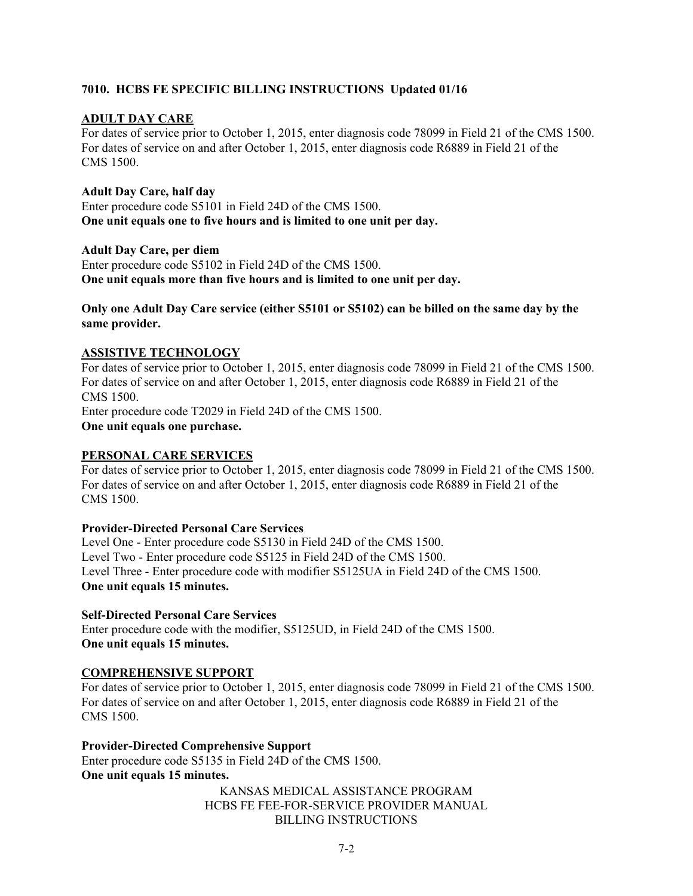## 7010. HCBS FE SPECIFIC BILLING INSTRUCTIONS Updated 01/16

### ADULT DAY CARE

For dates of service prior to October 1, 2015, enter diagnosis code 78099 in Field 21 of the CMS 1500. For dates of service on and after October 1, 2015, enter diagnosis code R6889 in Field 21 of the CMS 1500.

**Adult Day Care, half day**

Enter procedure code S5101 in Field 24D of the CMS 1500.
**One unit equals one to five hours and is limited to one unit per day.**

**Adult Day Care, per diem**

Enter procedure code S5102 in Field 24D of the CMS 1500.
**One unit equals more than five hours and is limited to one unit per day.**

**Only one Adult Day Care service (either S5101 or S5102) can be billed on the same day by the same provider.**

### ASSISTIVE TECHNOLOGY

For dates of service prior to October 1, 2015, enter diagnosis code 78099 in Field 21 of the CMS 1500. For dates of service on and after October 1, 2015, enter diagnosis code R6889 in Field 21 of the CMS 1500.
Enter procedure code T2029 in Field 24D of the CMS 1500.
**One unit equals one purchase.**

### PERSONAL CARE SERVICES

For dates of service prior to October 1, 2015, enter diagnosis code 78099 in Field 21 of the CMS 1500. For dates of service on and after October 1, 2015, enter diagnosis code R6889 in Field 21 of the CMS 1500.

**Provider-Directed Personal Care Services**

Level One - Enter procedure code S5130 in Field 24D of the CMS 1500.
Level Two - Enter procedure code S5125 in Field 24D of the CMS 1500.
Level Three - Enter procedure code with modifier S5125UA in Field 24D of the CMS 1500.
**One unit equals 15 minutes.**

**Self-Directed Personal Care Services**

Enter procedure code with the modifier, S5125UD, in Field 24D of the CMS 1500.
**One unit equals 15 minutes.**

### COMPREHENSIVE SUPPORT

For dates of service prior to October 1, 2015, enter diagnosis code 78099 in Field 21 of the CMS 1500. For dates of service on and after October 1, 2015, enter diagnosis code R6889 in Field 21 of the CMS 1500.

**Provider-Directed Comprehensive Support**

Enter procedure code S5135 in Field 24D of the CMS 1500.
**One unit equals 15 minutes.**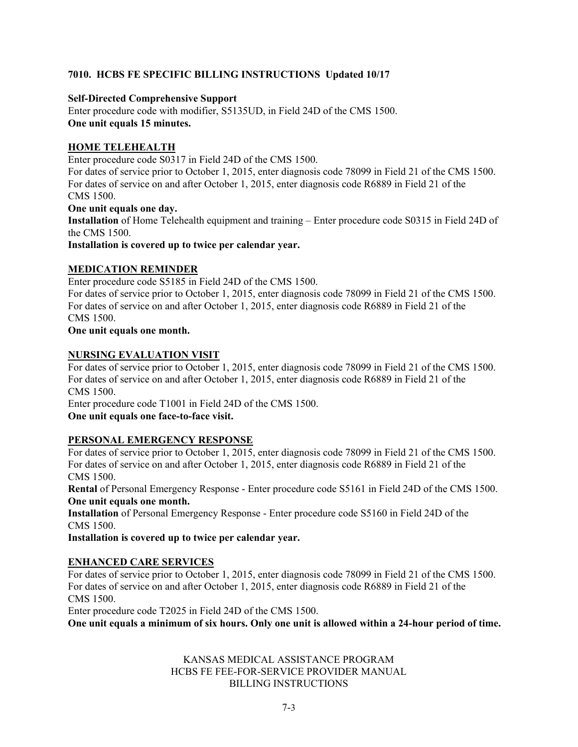## 7010. HCBS FE SPECIFIC BILLING INSTRUCTIONS Updated 10/17

**Self-Directed Comprehensive Support**

Enter procedure code with modifier, S5135UD, in Field 24D of the CMS 1500.

**One unit equals 15 minutes.**

### HOME TELEHEALTH

Enter procedure code S0317 in Field 24D of the CMS 1500.

For dates of service prior to October 1, 2015, enter diagnosis code 78099 in Field 21 of the CMS 1500.

For dates of service on and after October 1, 2015, enter diagnosis code R6889 in Field 21 of the CMS 1500.

**One unit equals one day.**

**Installation** of Home Telehealth equipment and training – Enter procedure code S0315 in Field 24D of the CMS 1500.

**Installation is covered up to twice per calendar year.**

### MEDICATION REMINDER

Enter procedure code S5185 in Field 24D of the CMS 1500.

For dates of service prior to October 1, 2015, enter diagnosis code 78099 in Field 21 of the CMS 1500.

For dates of service on and after October 1, 2015, enter diagnosis code R6889 in Field 21 of the CMS 1500.

**One unit equals one month.**

### NURSING EVALUATION VISIT

For dates of service prior to October 1, 2015, enter diagnosis code 78099 in Field 21 of the CMS 1500.

For dates of service on and after October 1, 2015, enter diagnosis code R6889 in Field 21 of the CMS 1500.

Enter procedure code T1001 in Field 24D of the CMS 1500.

**One unit equals one face-to-face visit.**

### PERSONAL EMERGENCY RESPONSE

For dates of service prior to October 1, 2015, enter diagnosis code 78099 in Field 21 of the CMS 1500.

For dates of service on and after October 1, 2015, enter diagnosis code R6889 in Field 21 of the CMS 1500.

**Rental** of Personal Emergency Response - Enter procedure code S5161 in Field 24D of the CMS 1500.

**One unit equals one month.**

**Installation** of Personal Emergency Response - Enter procedure code S5160 in Field 24D of the CMS 1500.

**Installation is covered up to twice per calendar year.**

### ENHANCED CARE SERVICES

For dates of service prior to October 1, 2015, enter diagnosis code 78099 in Field 21 of the CMS 1500.

For dates of service on and after October 1, 2015, enter diagnosis code R6889 in Field 21 of the CMS 1500.

Enter procedure code T2025 in Field 24D of the CMS 1500.

**One unit equals a minimum of six hours. Only one unit is allowed within a 24-hour period of time.**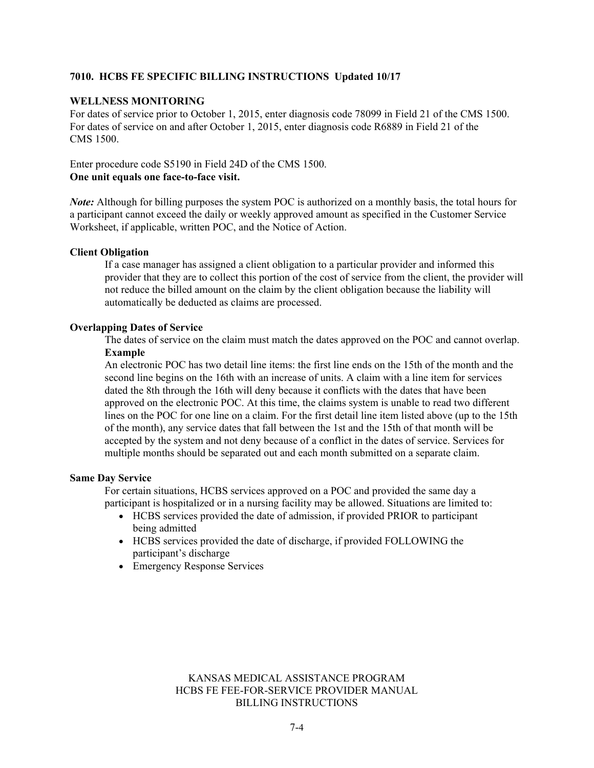## 7010. HCBS FE SPECIFIC BILLING INSTRUCTIONS Updated 10/17

### WELLNESS MONITORING

For dates of service prior to October 1, 2015, enter diagnosis code 78099 in Field 21 of the CMS 1500. For dates of service on and after October 1, 2015, enter diagnosis code R6889 in Field 21 of the CMS 1500.

Enter procedure code S5190 in Field 24D of the CMS 1500.
**One unit equals one face-to-face visit.**

***Note:*** Although for billing purposes the system POC is authorized on a monthly basis, the total hours for a participant cannot exceed the daily or weekly approved amount as specified in the Customer Service Worksheet, if applicable, written POC, and the Notice of Action.

**Client Obligation**

If a case manager has assigned a client obligation to a particular provider and informed this provider that they are to collect this portion of the cost of service from the client, the provider will not reduce the billed amount on the claim by the client obligation because the liability will automatically be deducted as claims are processed.

**Overlapping Dates of Service**

The dates of service on the claim must match the dates approved on the POC and cannot overlap.

**Example**

An electronic POC has two detail line items: the first line ends on the 15th of the month and the second line begins on the 16th with an increase of units. A claim with a line item for services dated the 8th through the 16th will deny because it conflicts with the dates that have been approved on the electronic POC. At this time, the claims system is unable to read two different lines on the POC for one line on a claim. For the first detail line item listed above (up to the 15th of the month), any service dates that fall between the 1st and the 15th of that month will be accepted by the system and not deny because of a conflict in the dates of service. Services for multiple months should be separated out and each month submitted on a separate claim.

**Same Day Service**

For certain situations, HCBS services approved on a POC and provided the same day a participant is hospitalized or in a nursing facility may be allowed. Situations are limited to:

- HCBS services provided the date of admission, if provided PRIOR to participant being admitted
- HCBS services provided the date of discharge, if provided FOLLOWING the participant's discharge
- Emergency Response Services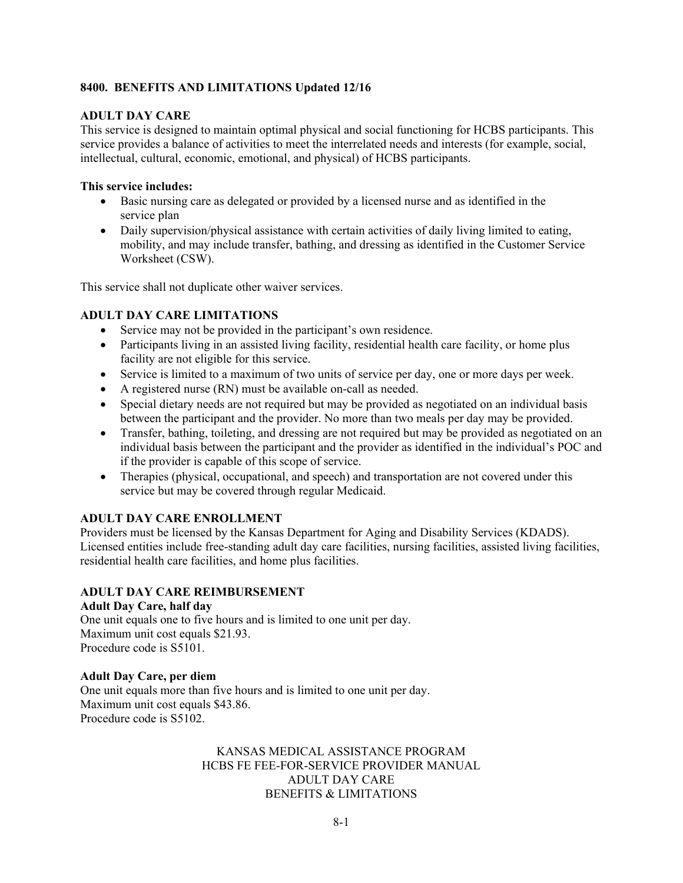## 8400. BENEFITS AND LIMITATIONS Updated 12/16

### ADULT DAY CARE

This service is designed to maintain optimal physical and social functioning for HCBS participants. This service provides a balance of activities to meet the interrelated needs and interests (for example, social, intellectual, cultural, economic, emotional, and physical) of HCBS participants.

**This service includes:**

- Basic nursing care as delegated or provided by a licensed nurse and as identified in the service plan
- Daily supervision/physical assistance with certain activities of daily living limited to eating, mobility, and may include transfer, bathing, and dressing as identified in the Customer Service Worksheet (CSW).

This service shall not duplicate other waiver services.

### ADULT DAY CARE LIMITATIONS

- Service may not be provided in the participant's own residence.
- Participants living in an assisted living facility, residential health care facility, or home plus facility are not eligible for this service.
- Service is limited to a maximum of two units of service per day, one or more days per week.
- A registered nurse (RN) must be available on-call as needed.
- Special dietary needs are not required but may be provided as negotiated on an individual basis between the participant and the provider. No more than two meals per day may be provided.
- Transfer, bathing, toileting, and dressing are not required but may be provided as negotiated on an individual basis between the participant and the provider as identified in the individual's POC and if the provider is capable of this scope of service.
- Therapies (physical, occupational, and speech) and transportation are not covered under this service but may be covered through regular Medicaid.

### ADULT DAY CARE ENROLLMENT

Providers must be licensed by the Kansas Department for Aging and Disability Services (KDADS). Licensed entities include free-standing adult day care facilities, nursing facilities, assisted living facilities, residential health care facilities, and home plus facilities.

### ADULT DAY CARE REIMBURSEMENT

**Adult Day Care, half day**

One unit equals one to five hours and is limited to one unit per day.
Maximum unit cost equals $21.93.
Procedure code is S5101.

**Adult Day Care, per diem**

One unit equals more than five hours and is limited to one unit per day.
Maximum unit cost equals $43.86.
Procedure code is S5102.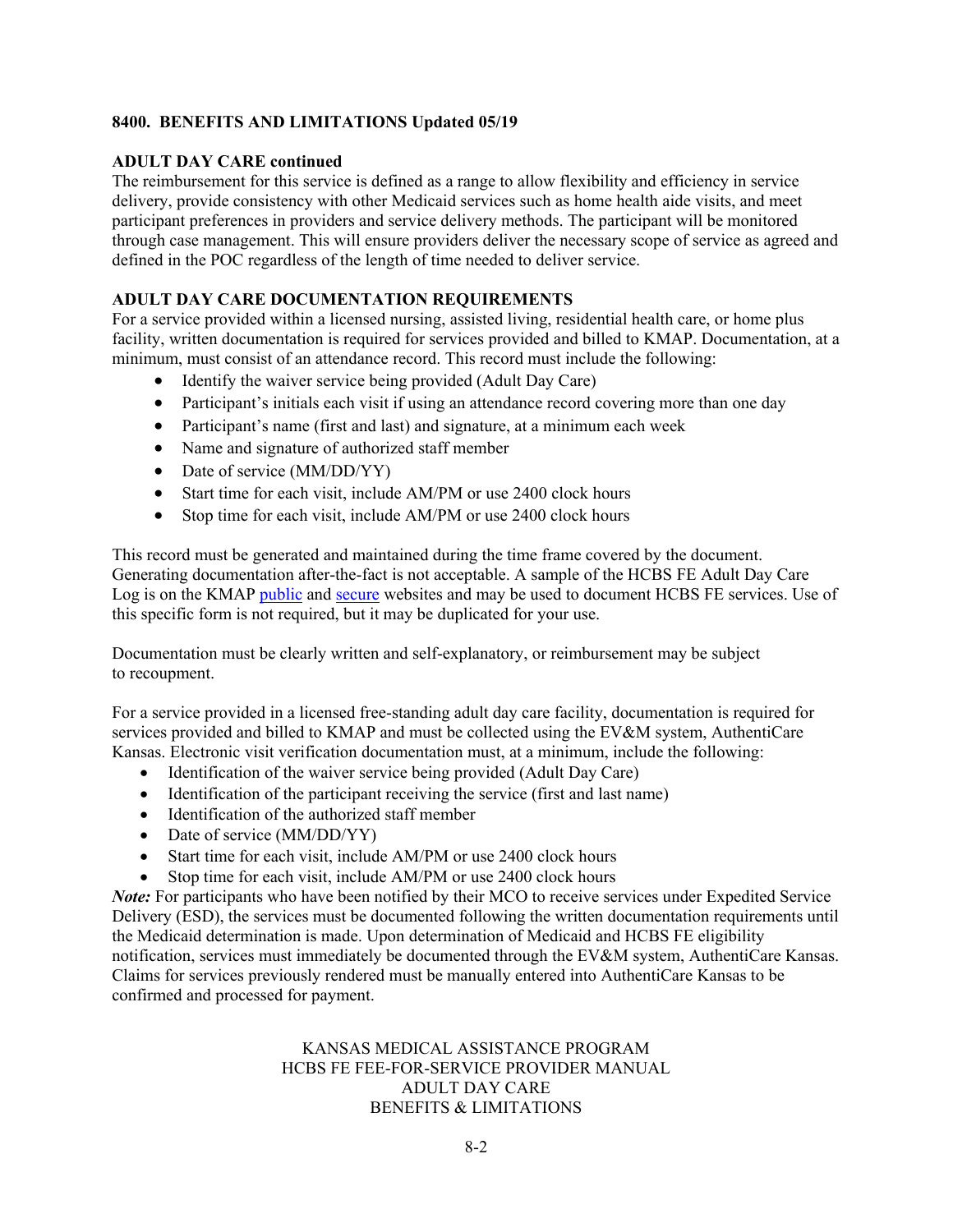**8400. BENEFITS AND LIMITATIONS Updated 05/19**

**ADULT DAY CARE continued**

The reimbursement for this service is defined as a range to allow flexibility and efficiency in service delivery, provide consistency with other Medicaid services such as home health aide visits, and meet participant preferences in providers and service delivery methods. The participant will be monitored through case management. This will ensure providers deliver the necessary scope of service as agreed and defined in the POC regardless of the length of time needed to deliver service.

**ADULT DAY CARE DOCUMENTATION REQUIREMENTS**

For a service provided within a licensed nursing, assisted living, residential health care, or home plus facility, written documentation is required for services provided and billed to KMAP. Documentation, at a minimum, must consist of an attendance record. This record must include the following:

- Identify the waiver service being provided (Adult Day Care)
- Participant's initials each visit if using an attendance record covering more than one day
- Participant's name (first and last) and signature, at a minimum each week
- Name and signature of authorized staff member
- Date of service (MM/DD/YY)
- Start time for each visit, include AM/PM or use 2400 clock hours
- Stop time for each visit, include AM/PM or use 2400 clock hours

This record must be generated and maintained during the time frame covered by the document. Generating documentation after-the-fact is not acceptable. A sample of the HCBS FE Adult Day Care Log is on the KMAP public and secure websites and may be used to document HCBS FE services. Use of this specific form is not required, but it may be duplicated for your use.

Documentation must be clearly written and self-explanatory, or reimbursement may be subject to recoupment.

For a service provided in a licensed free-standing adult day care facility, documentation is required for services provided and billed to KMAP and must be collected using the EV&M system, AuthentiCare Kansas. Electronic visit verification documentation must, at a minimum, include the following:

- Identification of the waiver service being provided (Adult Day Care)
- Identification of the participant receiving the service (first and last name)
- Identification of the authorized staff member
- Date of service (MM/DD/YY)
- Start time for each visit, include AM/PM or use 2400 clock hours
- Stop time for each visit, include AM/PM or use 2400 clock hours

***Note:*** For participants who have been notified by their MCO to receive services under Expedited Service Delivery (ESD), the services must be documented following the written documentation requirements until the Medicaid determination is made. Upon determination of Medicaid and HCBS FE eligibility notification, services must immediately be documented through the EV&M system, AuthentiCare Kansas. Claims for services previously rendered must be manually entered into AuthentiCare Kansas to be confirmed and processed for payment.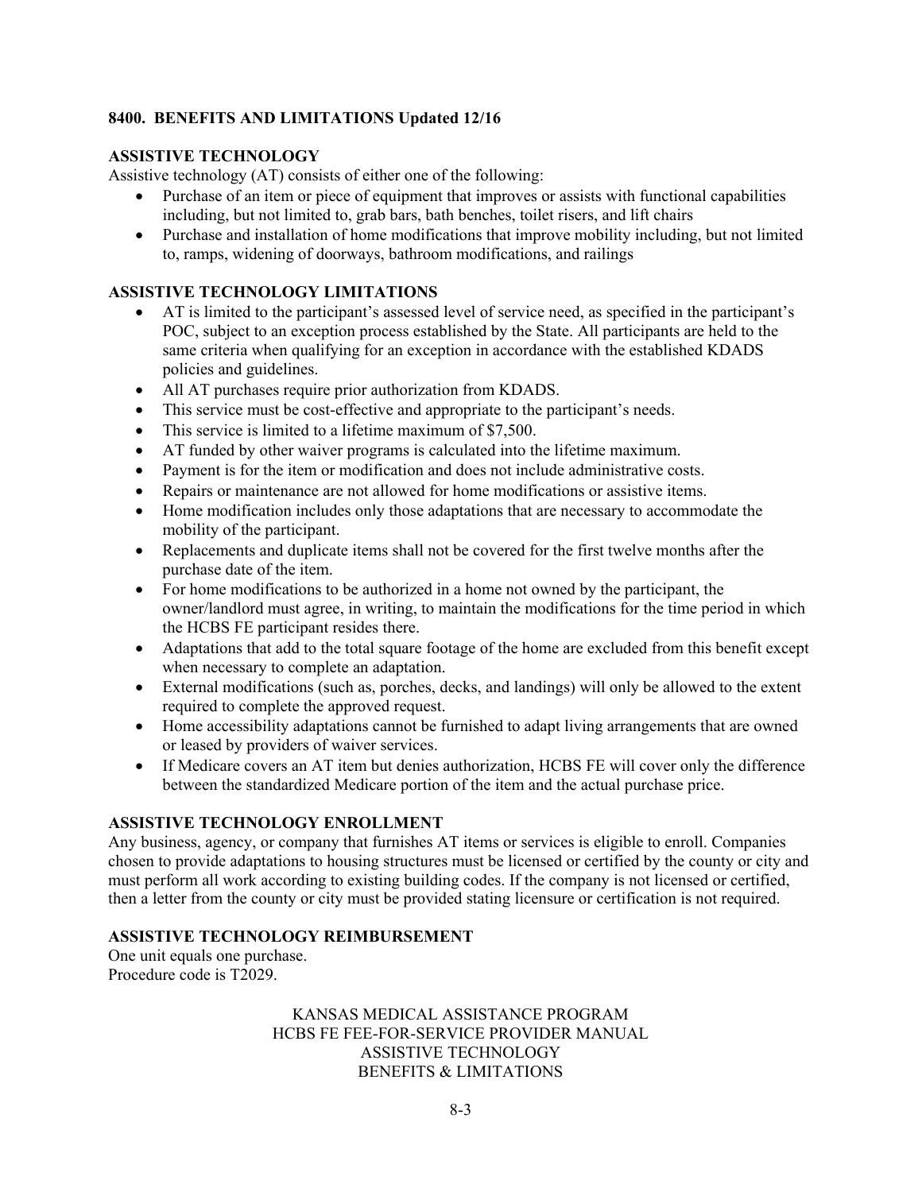**8400. BENEFITS AND LIMITATIONS Updated 12/16**

**ASSISTIVE TECHNOLOGY**

Assistive technology (AT) consists of either one of the following:

- Purchase of an item or piece of equipment that improves or assists with functional capabilities including, but not limited to, grab bars, bath benches, toilet risers, and lift chairs
- Purchase and installation of home modifications that improve mobility including, but not limited to, ramps, widening of doorways, bathroom modifications, and railings

**ASSISTIVE TECHNOLOGY LIMITATIONS**

- AT is limited to the participant's assessed level of service need, as specified in the participant's POC, subject to an exception process established by the State. All participants are held to the same criteria when qualifying for an exception in accordance with the established KDADS policies and guidelines.
- All AT purchases require prior authorization from KDADS.
- This service must be cost-effective and appropriate to the participant's needs.
- This service is limited to a lifetime maximum of $7,500.
- AT funded by other waiver programs is calculated into the lifetime maximum.
- Payment is for the item or modification and does not include administrative costs.
- Repairs or maintenance are not allowed for home modifications or assistive items.
- Home modification includes only those adaptations that are necessary to accommodate the mobility of the participant.
- Replacements and duplicate items shall not be covered for the first twelve months after the purchase date of the item.
- For home modifications to be authorized in a home not owned by the participant, the owner/landlord must agree, in writing, to maintain the modifications for the time period in which the HCBS FE participant resides there.
- Adaptations that add to the total square footage of the home are excluded from this benefit except when necessary to complete an adaptation.
- External modifications (such as, porches, decks, and landings) will only be allowed to the extent required to complete the approved request.
- Home accessibility adaptations cannot be furnished to adapt living arrangements that are owned or leased by providers of waiver services.
- If Medicare covers an AT item but denies authorization, HCBS FE will cover only the difference between the standardized Medicare portion of the item and the actual purchase price.

**ASSISTIVE TECHNOLOGY ENROLLMENT**

Any business, agency, or company that furnishes AT items or services is eligible to enroll. Companies chosen to provide adaptations to housing structures must be licensed or certified by the county or city and must perform all work according to existing building codes. If the company is not licensed or certified, then a letter from the county or city must be provided stating licensure or certification is not required.

**ASSISTIVE TECHNOLOGY REIMBURSEMENT**

One unit equals one purchase.
Procedure code is T2029.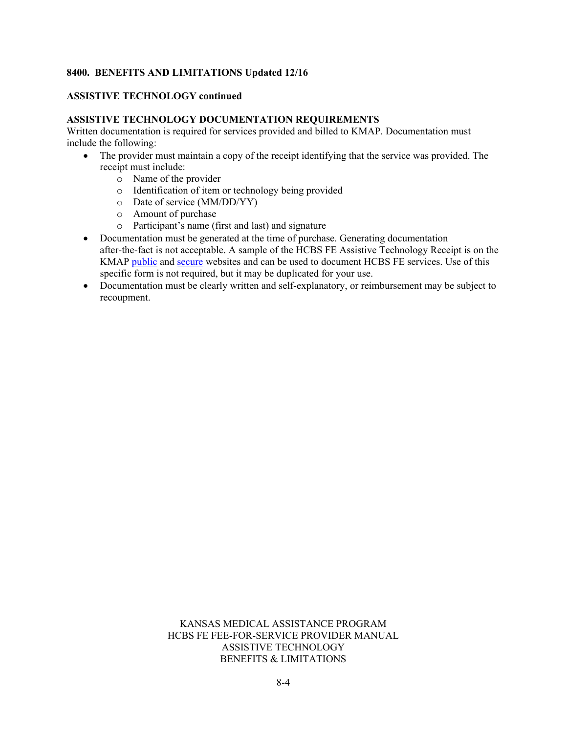**8400. BENEFITS AND LIMITATIONS Updated 12/16**

**ASSISTIVE TECHNOLOGY continued**

**ASSISTIVE TECHNOLOGY DOCUMENTATION REQUIREMENTS**

Written documentation is required for services provided and billed to KMAP. Documentation must include the following:

- The provider must maintain a copy of the receipt identifying that the service was provided. The receipt must include:
  - Name of the provider
  - Identification of item or technology being provided
  - Date of service (MM/DD/YY)
  - Amount of purchase
  - Participant's name (first and last) and signature
- Documentation must be generated at the time of purchase. Generating documentation after-the-fact is not acceptable. A sample of the HCBS FE Assistive Technology Receipt is on the KMAP public and secure websites and can be used to document HCBS FE services. Use of this specific form is not required, but it may be duplicated for your use.
- Documentation must be clearly written and self-explanatory, or reimbursement may be subject to recoupment.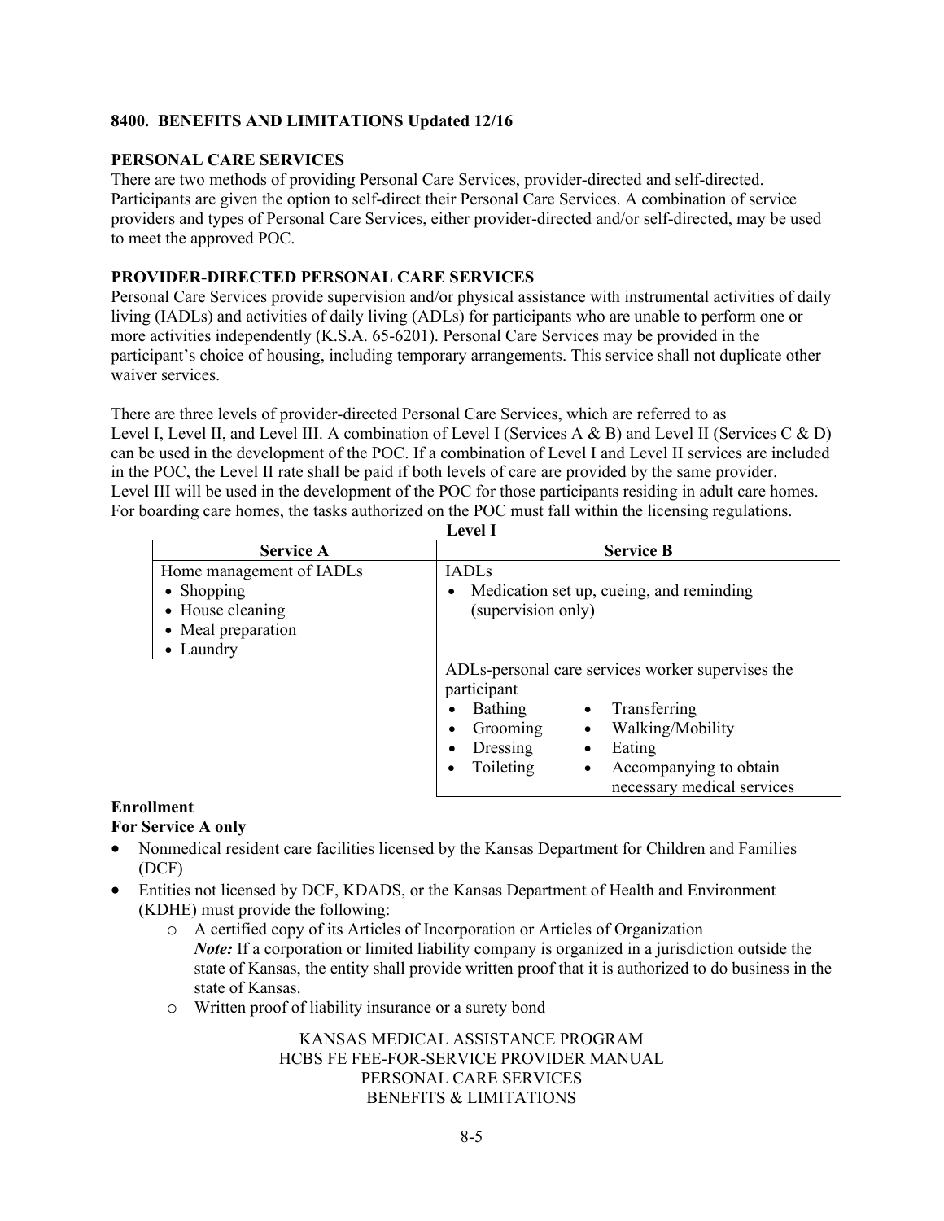**8400. BENEFITS AND LIMITATIONS Updated 12/16**

**PERSONAL CARE SERVICES**

There are two methods of providing Personal Care Services, provider-directed and self-directed. Participants are given the option to self-direct their Personal Care Services. A combination of service providers and types of Personal Care Services, either provider-directed and/or self-directed, may be used to meet the approved POC.

**PROVIDER-DIRECTED PERSONAL CARE SERVICES**

Personal Care Services provide supervision and/or physical assistance with instrumental activities of daily living (IADLs) and activities of daily living (ADLs) for participants who are unable to perform one or more activities independently (K.S.A. 65-6201). Personal Care Services may be provided in the participant's choice of housing, including temporary arrangements. This service shall not duplicate other waiver services.

There are three levels of provider-directed Personal Care Services, which are referred to as Level I, Level II, and Level III. A combination of Level I (Services A & B) and Level II (Services C & D) can be used in the development of the POC. If a combination of Level I and Level II services are included in the POC, the Level II rate shall be paid if both levels of care are provided by the same provider. Level III will be used in the development of the POC for those participants residing in adult care homes. For boarding care homes, the tasks authorized on the POC must fall within the licensing regulations.

**Level I**

| Service A | Service B |
|---|---|
| Home management of IADLs<br>• Shopping<br>• House cleaning<br>• Meal preparation<br>• Laundry | IADLs<br>• Medication set up, cueing, and reminding (supervision only) |
| | ADLs-personal care services worker supervises the participant<br>• Bathing<br>• Grooming<br>• Dressing<br>• Toileting<br>• Transferring<br>• Walking/Mobility<br>• Eating<br>• Accompanying to obtain necessary medical services |

**Enrollment**

**For Service A only**

- Nonmedical resident care facilities licensed by the Kansas Department for Children and Families (DCF)
- Entities not licensed by DCF, KDADS, or the Kansas Department of Health and Environment (KDHE) must provide the following:
    - A certified copy of its Articles of Incorporation or Articles of Organization
      ***Note:*** If a corporation or limited liability company is organized in a jurisdiction outside the state of Kansas, the entity shall provide written proof that it is authorized to do business in the state of Kansas.
    - Written proof of liability insurance or a surety bond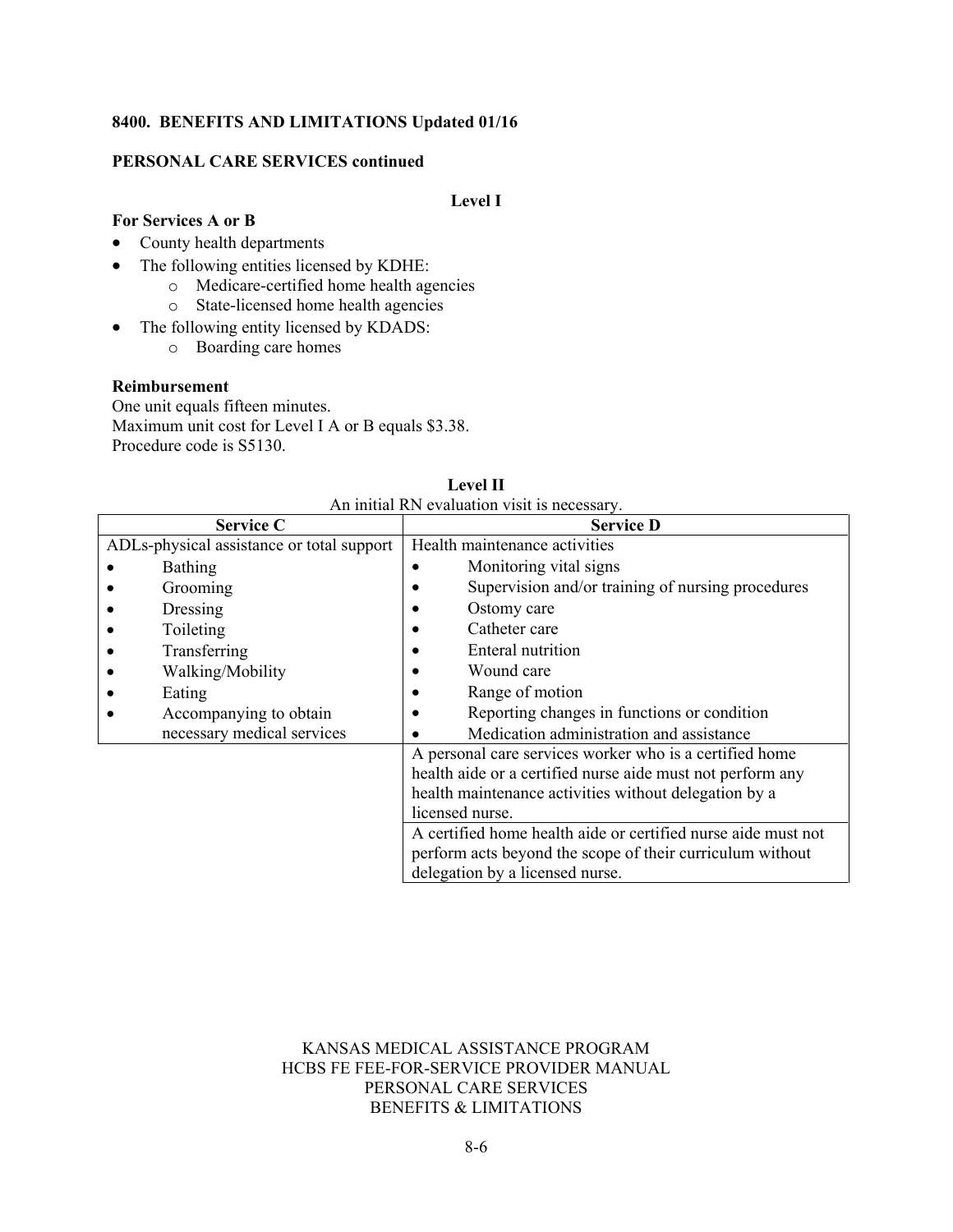**8400. BENEFITS AND LIMITATIONS Updated 01/16**

**PERSONAL CARE SERVICES continued**

**Level I**

**For Services A or B**

- County health departments
- The following entities licensed by KDHE:
    - Medicare-certified home health agencies
    - State-licensed home health agencies
- The following entity licensed by KDADS:
    - Boarding care homes

**Reimbursement**

One unit equals fifteen minutes.
Maximum unit cost for Level I A or B equals $3.38.
Procedure code is S5130.

**Level II**

An initial RN evaluation visit is necessary.

| Service C | Service D |
|---|---|
| ADLs-physical assistance or total support<br>• Bathing<br>• Grooming<br>• Dressing<br>• Toileting<br>• Transferring<br>• Walking/Mobility<br>• Eating<br>• Accompanying to obtain necessary medical services | Health maintenance activities<br>• Monitoring vital signs<br>• Supervision and/or training of nursing procedures<br>• Ostomy care<br>• Catheter care<br>• Enteral nutrition<br>• Wound care<br>• Range of motion<br>• Reporting changes in functions or condition<br>• Medication administration and assistance |
| | A personal care services worker who is a certified home health aide or a certified nurse aide must not perform any health maintenance activities without delegation by a licensed nurse. |
| | A certified home health aide or certified nurse aide must not perform acts beyond the scope of their curriculum without delegation by a licensed nurse. |

KANSAS MEDICAL ASSISTANCE PROGRAM
HCBS FE FEE-FOR-SERVICE PROVIDER MANUAL
PERSONAL CARE SERVICES
BENEFITS & LIMITATIONS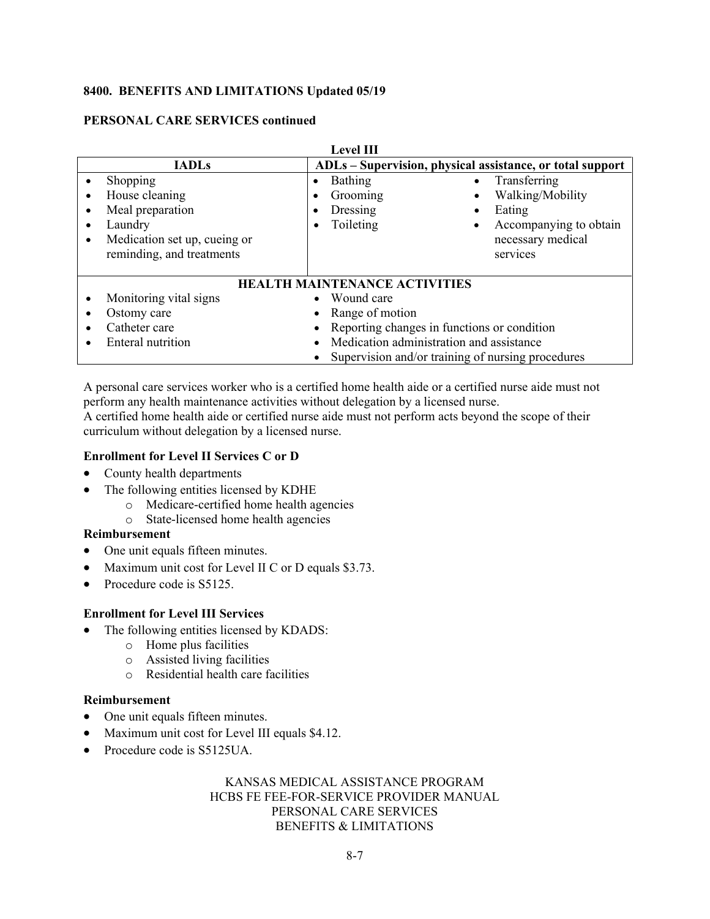**8400. BENEFITS AND LIMITATIONS Updated 05/19**

**PERSONAL CARE SERVICES continued**

**Level III**

| IADLs | ADLs – Supervision, physical assistance, or total support | |
|---|---|---|
| • Shopping<br>• House cleaning<br>• Meal preparation<br>• Laundry<br>• Medication set up, cueing or reminding, and treatments | • Bathing<br>• Grooming<br>• Dressing<br>• Toileting | • Transferring<br>• Walking/Mobility<br>• Eating<br>• Accompanying to obtain necessary medical services |
| **HEALTH MAINTENANCE ACTIVITIES** | | |
| • Monitoring vital signs<br>• Ostomy care<br>• Catheter care<br>• Enteral nutrition | • Wound care<br>• Range of motion<br>• Reporting changes in functions or condition<br>• Medication administration and assistance<br>• Supervision and/or training of nursing procedures | |

A personal care services worker who is a certified home health aide or a certified nurse aide must not perform any health maintenance activities without delegation by a licensed nurse.
A certified home health aide or certified nurse aide must not perform acts beyond the scope of their curriculum without delegation by a licensed nurse.

**Enrollment for Level II Services C or D**

- County health departments
- The following entities licensed by KDHE
  - Medicare-certified home health agencies
  - State-licensed home health agencies

**Reimbursement**

- One unit equals fifteen minutes.
- Maximum unit cost for Level II C or D equals $3.73.
- Procedure code is S5125.

**Enrollment for Level III Services**

- The following entities licensed by KDADS:
  - Home plus facilities
  - Assisted living facilities
  - Residential health care facilities

**Reimbursement**

- One unit equals fifteen minutes.
- Maximum unit cost for Level III equals $4.12.
- Procedure code is S5125UA.

KANSAS MEDICAL ASSISTANCE PROGRAM
HCBS FE FEE-FOR-SERVICE PROVIDER MANUAL
PERSONAL CARE SERVICES
BENEFITS & LIMITATIONS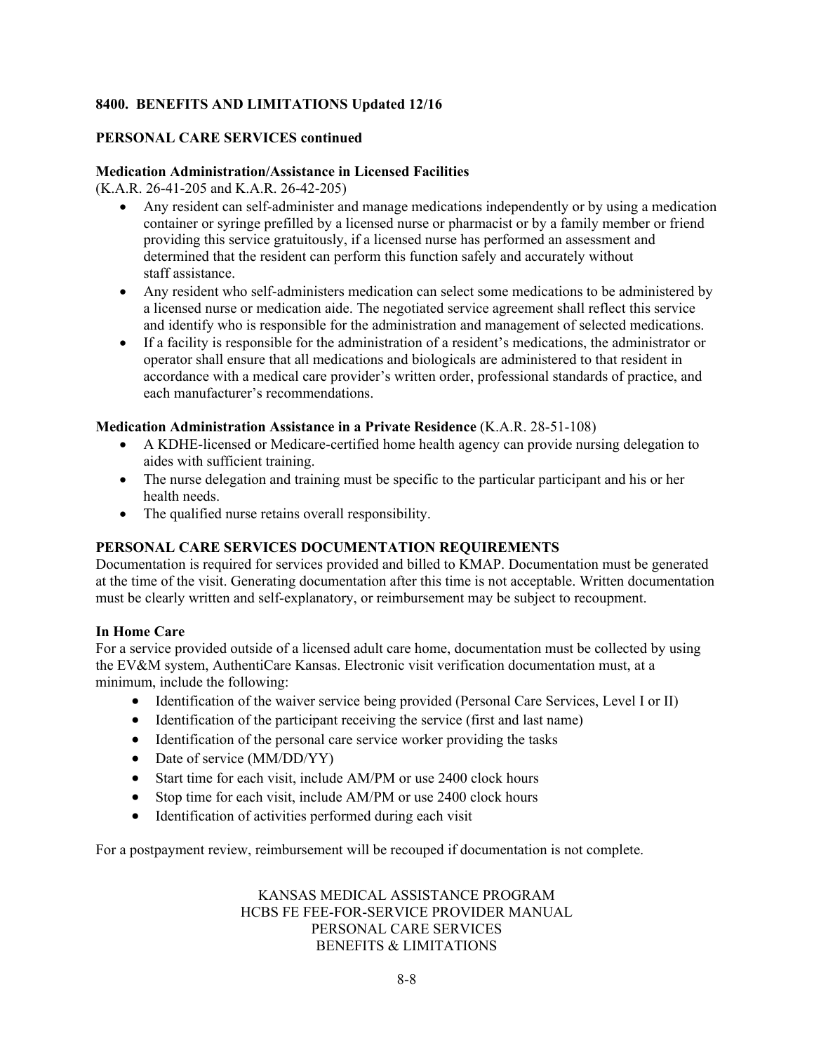**8400. BENEFITS AND LIMITATIONS Updated 12/16**

**PERSONAL CARE SERVICES continued**

**Medication Administration/Assistance in Licensed Facilities**
(K.A.R. 26-41-205 and K.A.R. 26-42-205)

- Any resident can self-administer and manage medications independently or by using a medication container or syringe prefilled by a licensed nurse or pharmacist or by a family member or friend providing this service gratuitously, if a licensed nurse has performed an assessment and determined that the resident can perform this function safely and accurately without staff assistance.
- Any resident who self-administers medication can select some medications to be administered by a licensed nurse or medication aide. The negotiated service agreement shall reflect this service and identify who is responsible for the administration and management of selected medications.
- If a facility is responsible for the administration of a resident's medications, the administrator or operator shall ensure that all medications and biologicals are administered to that resident in accordance with a medical care provider's written order, professional standards of practice, and each manufacturer's recommendations.

**Medication Administration Assistance in a Private Residence** (K.A.R. 28-51-108)

- A KDHE-licensed or Medicare-certified home health agency can provide nursing delegation to aides with sufficient training.
- The nurse delegation and training must be specific to the particular participant and his or her health needs.
- The qualified nurse retains overall responsibility.

**PERSONAL CARE SERVICES DOCUMENTATION REQUIREMENTS**

Documentation is required for services provided and billed to KMAP. Documentation must be generated at the time of the visit. Generating documentation after this time is not acceptable. Written documentation must be clearly written and self-explanatory, or reimbursement may be subject to recoupment.

**In Home Care**

For a service provided outside of a licensed adult care home, documentation must be collected by using the EV&M system, AuthentiCare Kansas. Electronic visit verification documentation must, at a minimum, include the following:

- Identification of the waiver service being provided (Personal Care Services, Level I or II)
- Identification of the participant receiving the service (first and last name)
- Identification of the personal care service worker providing the tasks
- Date of service (MM/DD/YY)
- Start time for each visit, include AM/PM or use 2400 clock hours
- Stop time for each visit, include AM/PM or use 2400 clock hours
- Identification of activities performed during each visit

For a postpayment review, reimbursement will be recouped if documentation is not complete.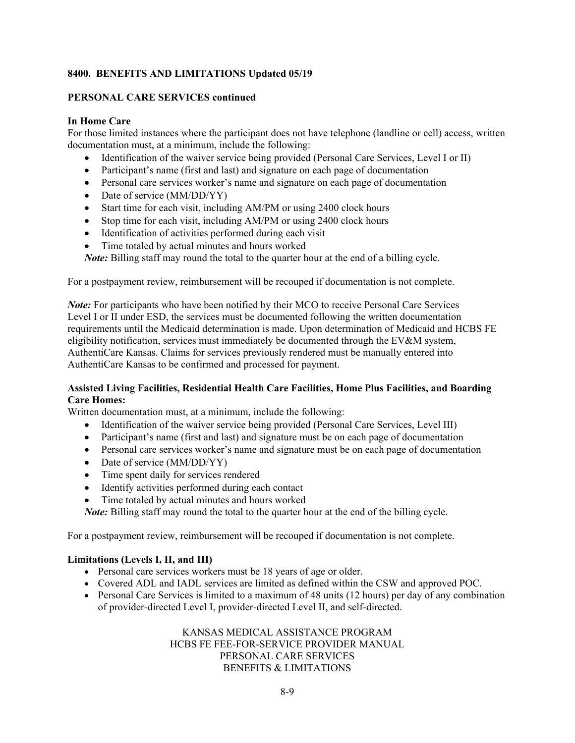## 8400. BENEFITS AND LIMITATIONS Updated 05/19

**PERSONAL CARE SERVICES continued**

**In Home Care**

For those limited instances where the participant does not have telephone (landline or cell) access, written documentation must, at a minimum, include the following:

- Identification of the waiver service being provided (Personal Care Services, Level I or II)
- Participant's name (first and last) and signature on each page of documentation
- Personal care services worker's name and signature on each page of documentation
- Date of service (MM/DD/YY)
- Start time for each visit, including AM/PM or using 2400 clock hours
- Stop time for each visit, including AM/PM or using 2400 clock hours
- Identification of activities performed during each visit
- Time totaled by actual minutes and hours worked

*Note:* Billing staff may round the total to the quarter hour at the end of a billing cycle.

For a postpayment review, reimbursement will be recouped if documentation is not complete.

*Note:* For participants who have been notified by their MCO to receive Personal Care Services Level I or II under ESD, the services must be documented following the written documentation requirements until the Medicaid determination is made. Upon determination of Medicaid and HCBS FE eligibility notification, services must immediately be documented through the EV&M system, AuthentiCare Kansas. Claims for services previously rendered must be manually entered into AuthentiCare Kansas to be confirmed and processed for payment.

**Assisted Living Facilities, Residential Health Care Facilities, Home Plus Facilities, and Boarding Care Homes:**

Written documentation must, at a minimum, include the following:

- Identification of the waiver service being provided (Personal Care Services, Level III)
- Participant's name (first and last) and signature must be on each page of documentation
- Personal care services worker's name and signature must be on each page of documentation
- Date of service (MM/DD/YY)
- Time spent daily for services rendered
- Identify activities performed during each contact
- Time totaled by actual minutes and hours worked

*Note:* Billing staff may round the total to the quarter hour at the end of the billing cycle.

For a postpayment review, reimbursement will be recouped if documentation is not complete.

**Limitations (Levels I, II, and III)**

- Personal care services workers must be 18 years of age or older.
- Covered ADL and IADL services are limited as defined within the CSW and approved POC.
- Personal Care Services is limited to a maximum of 48 units (12 hours) per day of any combination of provider-directed Level I, provider-directed Level II, and self-directed.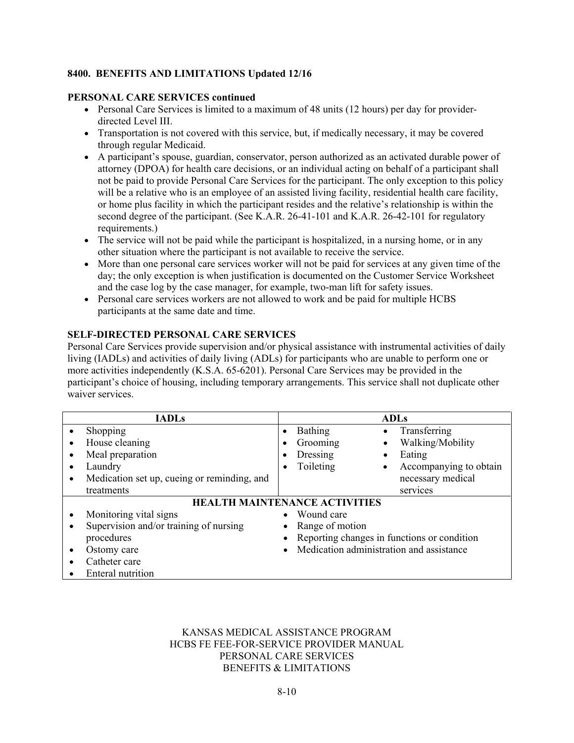**8400. BENEFITS AND LIMITATIONS Updated 12/16**

**PERSONAL CARE SERVICES continued**

- Personal Care Services is limited to a maximum of 48 units (12 hours) per day for provider-directed Level III.
- Transportation is not covered with this service, but, if medically necessary, it may be covered through regular Medicaid.
- A participant's spouse, guardian, conservator, person authorized as an activated durable power of attorney (DPOA) for health care decisions, or an individual acting on behalf of a participant shall not be paid to provide Personal Care Services for the participant. The only exception to this policy will be a relative who is an employee of an assisted living facility, residential health care facility, or home plus facility in which the participant resides and the relative's relationship is within the second degree of the participant. (See K.A.R. 26-41-101 and K.A.R. 26-42-101 for regulatory requirements.)
- The service will not be paid while the participant is hospitalized, in a nursing home, or in any other situation where the participant is not available to receive the service.
- More than one personal care services worker will not be paid for services at any given time of the day; the only exception is when justification is documented on the Customer Service Worksheet and the case log by the case manager, for example, two-man lift for safety issues.
- Personal care services workers are not allowed to work and be paid for multiple HCBS participants at the same date and time.

**SELF-DIRECTED PERSONAL CARE SERVICES**

Personal Care Services provide supervision and/or physical assistance with instrumental activities of daily living (IADLs) and activities of daily living (ADLs) for participants who are unable to perform one or more activities independently (K.S.A. 65-6201). Personal Care Services may be provided in the participant's choice of housing, including temporary arrangements. This service shall not duplicate other waiver services.

| IADLs | ADLs | |
|---|---|---|
| • Shopping<br>• House cleaning<br>• Meal preparation<br>• Laundry<br>• Medication set up, cueing or reminding, and treatments | • Bathing<br>• Grooming<br>• Dressing<br>• Toileting | • Transferring<br>• Walking/Mobility<br>• Eating<br>• Accompanying to obtain necessary medical services |
| **HEALTH MAINTENANCE ACTIVITIES** | | |
| • Monitoring vital signs<br>• Supervision and/or training of nursing procedures<br>• Ostomy care<br>• Catheter care<br>• Enteral nutrition | • Wound care<br>• Range of motion<br>• Reporting changes in functions or condition<br>• Medication administration and assistance | |

KANSAS MEDICAL ASSISTANCE PROGRAM
HCBS FE FEE-FOR-SERVICE PROVIDER MANUAL
PERSONAL CARE SERVICES
BENEFITS & LIMITATIONS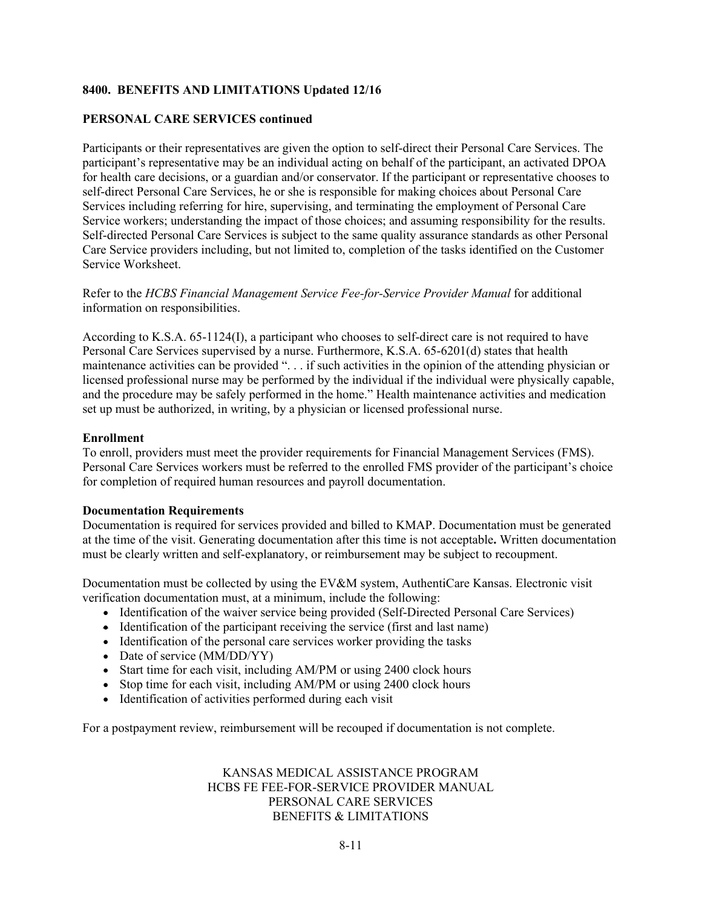## 8400. BENEFITS AND LIMITATIONS Updated 12/16

### PERSONAL CARE SERVICES continued

Participants or their representatives are given the option to self-direct their Personal Care Services. The participant's representative may be an individual acting on behalf of the participant, an activated DPOA for health care decisions, or a guardian and/or conservator. If the participant or representative chooses to self-direct Personal Care Services, he or she is responsible for making choices about Personal Care Services including referring for hire, supervising, and terminating the employment of Personal Care Service workers; understanding the impact of those choices; and assuming responsibility for the results. Self-directed Personal Care Services is subject to the same quality assurance standards as other Personal Care Service providers including, but not limited to, completion of the tasks identified on the Customer Service Worksheet.

Refer to the *HCBS Financial Management Service Fee-for-Service Provider Manual* for additional information on responsibilities.

According to K.S.A. 65-1124(I), a participant who chooses to self-direct care is not required to have Personal Care Services supervised by a nurse. Furthermore, K.S.A. 65-6201(d) states that health maintenance activities can be provided ". . . if such activities in the opinion of the attending physician or licensed professional nurse may be performed by the individual if the individual were physically capable, and the procedure may be safely performed in the home." Health maintenance activities and medication set up must be authorized, in writing, by a physician or licensed professional nurse.

**Enrollment**
To enroll, providers must meet the provider requirements for Financial Management Services (FMS). Personal Care Services workers must be referred to the enrolled FMS provider of the participant's choice for completion of required human resources and payroll documentation.

**Documentation Requirements**
Documentation is required for services provided and billed to KMAP. Documentation must be generated at the time of the visit. Generating documentation after this time is not acceptable**.** Written documentation must be clearly written and self-explanatory, or reimbursement may be subject to recoupment.

Documentation must be collected by using the EV&M system, AuthentiCare Kansas. Electronic visit verification documentation must, at a minimum, include the following:

- Identification of the waiver service being provided (Self-Directed Personal Care Services)
- Identification of the participant receiving the service (first and last name)
- Identification of the personal care services worker providing the tasks
- Date of service (MM/DD/YY)
- Start time for each visit, including AM/PM or using 2400 clock hours
- Stop time for each visit, including AM/PM or using 2400 clock hours
- Identification of activities performed during each visit

For a postpayment review, reimbursement will be recouped if documentation is not complete.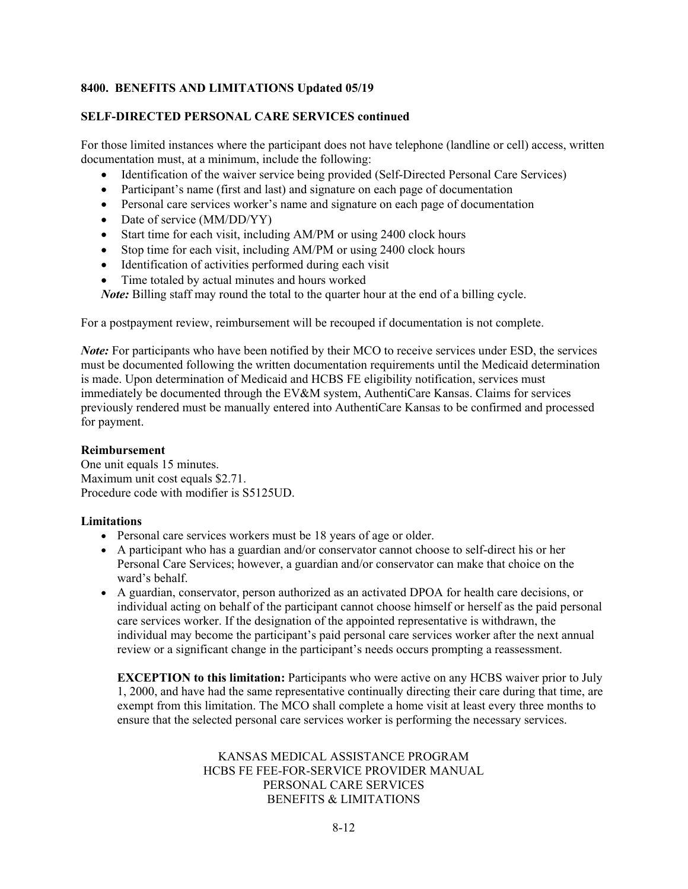**8400. BENEFITS AND LIMITATIONS Updated 05/19**

**SELF-DIRECTED PERSONAL CARE SERVICES continued**

For those limited instances where the participant does not have telephone (landline or cell) access, written documentation must, at a minimum, include the following:

- Identification of the waiver service being provided (Self-Directed Personal Care Services)
- Participant's name (first and last) and signature on each page of documentation
- Personal care services worker's name and signature on each page of documentation
- Date of service (MM/DD/YY)
- Start time for each visit, including AM/PM or using 2400 clock hours
- Stop time for each visit, including AM/PM or using 2400 clock hours
- Identification of activities performed during each visit
- Time totaled by actual minutes and hours worked

***Note:*** Billing staff may round the total to the quarter hour at the end of a billing cycle.

For a postpayment review, reimbursement will be recouped if documentation is not complete.

***Note:*** For participants who have been notified by their MCO to receive services under ESD, the services must be documented following the written documentation requirements until the Medicaid determination is made. Upon determination of Medicaid and HCBS FE eligibility notification, services must immediately be documented through the EV&M system, AuthentiCare Kansas. Claims for services previously rendered must be manually entered into AuthentiCare Kansas to be confirmed and processed for payment.

**Reimbursement**

One unit equals 15 minutes.
Maximum unit cost equals $2.71.
Procedure code with modifier is S5125UD.

**Limitations**

- Personal care services workers must be 18 years of age or older.
- A participant who has a guardian and/or conservator cannot choose to self-direct his or her Personal Care Services; however, a guardian and/or conservator can make that choice on the ward's behalf.
- A guardian, conservator, person authorized as an activated DPOA for health care decisions, or individual acting on behalf of the participant cannot choose himself or herself as the paid personal care services worker. If the designation of the appointed representative is withdrawn, the individual may become the participant's paid personal care services worker after the next annual review or a significant change in the participant's needs occurs prompting a reassessment.

  **EXCEPTION to this limitation:** Participants who were active on any HCBS waiver prior to July 1, 2000, and have had the same representative continually directing their care during that time, are exempt from this limitation. The MCO shall complete a home visit at least every three months to ensure that the selected personal care services worker is performing the necessary services.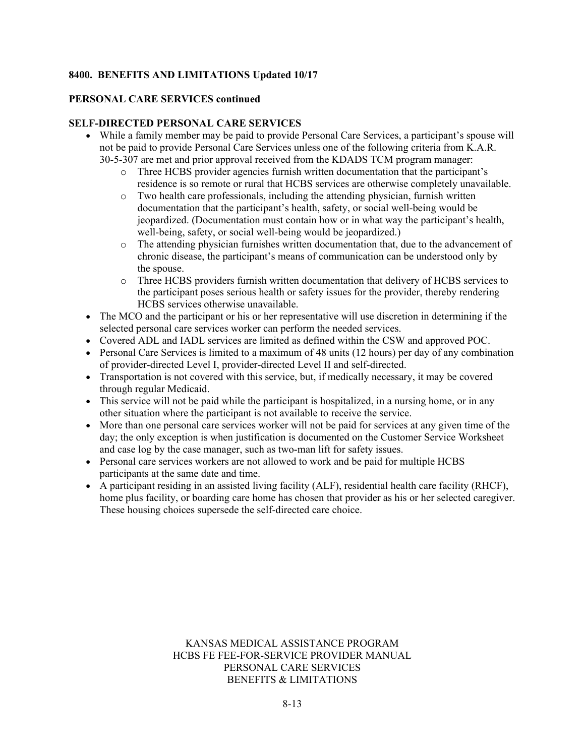**8400. BENEFITS AND LIMITATIONS Updated 10/17**

**PERSONAL CARE SERVICES continued**

**SELF-DIRECTED PERSONAL CARE SERVICES**

- While a family member may be paid to provide Personal Care Services, a participant's spouse will not be paid to provide Personal Care Services unless one of the following criteria from K.A.R. 30-5-307 are met and prior approval received from the KDADS TCM program manager:
  - Three HCBS provider agencies furnish written documentation that the participant's residence is so remote or rural that HCBS services are otherwise completely unavailable.
  - Two health care professionals, including the attending physician, furnish written documentation that the participant's health, safety, or social well-being would be jeopardized. (Documentation must contain how or in what way the participant's health, well-being, safety, or social well-being would be jeopardized.)
  - The attending physician furnishes written documentation that, due to the advancement of chronic disease, the participant's means of communication can be understood only by the spouse.
  - Three HCBS providers furnish written documentation that delivery of HCBS services to the participant poses serious health or safety issues for the provider, thereby rendering HCBS services otherwise unavailable.
- The MCO and the participant or his or her representative will use discretion in determining if the selected personal care services worker can perform the needed services.
- Covered ADL and IADL services are limited as defined within the CSW and approved POC.
- Personal Care Services is limited to a maximum of 48 units (12 hours) per day of any combination of provider-directed Level I, provider-directed Level II and self-directed.
- Transportation is not covered with this service, but, if medically necessary, it may be covered through regular Medicaid.
- This service will not be paid while the participant is hospitalized, in a nursing home, or in any other situation where the participant is not available to receive the service.
- More than one personal care services worker will not be paid for services at any given time of the day; the only exception is when justification is documented on the Customer Service Worksheet and case log by the case manager, such as two-man lift for safety issues.
- Personal care services workers are not allowed to work and be paid for multiple HCBS participants at the same date and time.
- A participant residing in an assisted living facility (ALF), residential health care facility (RHCF), home plus facility, or boarding care home has chosen that provider as his or her selected caregiver. These housing choices supersede the self-directed care choice.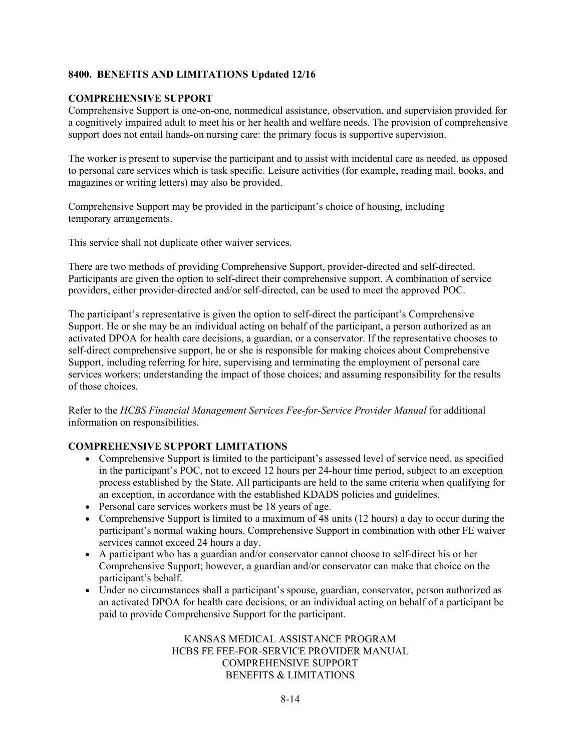## 8400. BENEFITS AND LIMITATIONS Updated 12/16

### COMPREHENSIVE SUPPORT

Comprehensive Support is one-on-one, nonmedical assistance, observation, and supervision provided for a cognitively impaired adult to meet his or her health and welfare needs. The provision of comprehensive support does not entail hands-on nursing care: the primary focus is supportive supervision.

The worker is present to supervise the participant and to assist with incidental care as needed, as opposed to personal care services which is task specific. Leisure activities (for example, reading mail, books, and magazines or writing letters) may also be provided.

Comprehensive Support may be provided in the participant's choice of housing, including temporary arrangements.

This service shall not duplicate other waiver services.

There are two methods of providing Comprehensive Support, provider-directed and self-directed. Participants are given the option to self-direct their comprehensive support. A combination of service providers, either provider-directed and/or self-directed, can be used to meet the approved POC.

The participant's representative is given the option to self-direct the participant's Comprehensive Support. He or she may be an individual acting on behalf of the participant, a person authorized as an activated DPOA for health care decisions, a guardian, or a conservator. If the representative chooses to self-direct comprehensive support, he or she is responsible for making choices about Comprehensive Support, including referring for hire, supervising and terminating the employment of personal care services workers; understanding the impact of those choices; and assuming responsibility for the results of those choices.

Refer to the *HCBS Financial Management Services Fee-for-Service Provider Manual* for additional information on responsibilities.

### COMPREHENSIVE SUPPORT LIMITATIONS

- Comprehensive Support is limited to the participant's assessed level of service need, as specified in the participant's POC, not to exceed 12 hours per 24-hour time period, subject to an exception process established by the State. All participants are held to the same criteria when qualifying for an exception, in accordance with the established KDADS policies and guidelines.
- Personal care services workers must be 18 years of age.
- Comprehensive Support is limited to a maximum of 48 units (12 hours) a day to occur during the participant's normal waking hours. Comprehensive Support in combination with other FE waiver services cannot exceed 24 hours a day.
- A participant who has a guardian and/or conservator cannot choose to self-direct his or her Comprehensive Support; however, a guardian and/or conservator can make that choice on the participant's behalf.
- Under no circumstances shall a participant's spouse, guardian, conservator, person authorized as an activated DPOA for health care decisions, or an individual acting on behalf of a participant be paid to provide Comprehensive Support for the participant.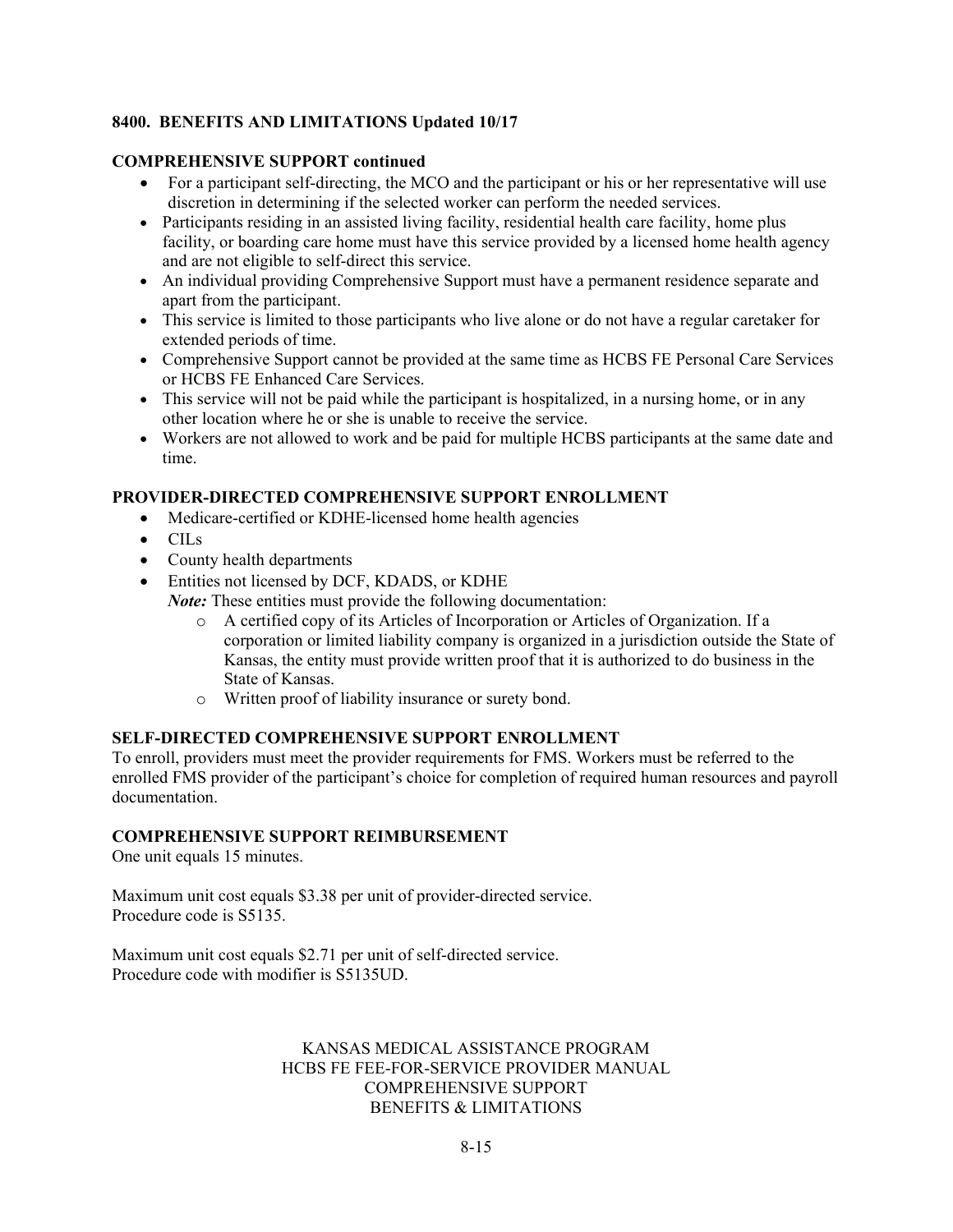## 8400. BENEFITS AND LIMITATIONS Updated 10/17

### COMPREHENSIVE SUPPORT continued

- For a participant self-directing, the MCO and the participant or his or her representative will use discretion in determining if the selected worker can perform the needed services.
- Participants residing in an assisted living facility, residential health care facility, home plus facility, or boarding care home must have this service provided by a licensed home health agency and are not eligible to self-direct this service.
- An individual providing Comprehensive Support must have a permanent residence separate and apart from the participant.
- This service is limited to those participants who live alone or do not have a regular caretaker for extended periods of time.
- Comprehensive Support cannot be provided at the same time as HCBS FE Personal Care Services or HCBS FE Enhanced Care Services.
- This service will not be paid while the participant is hospitalized, in a nursing home, or in any other location where he or she is unable to receive the service.
- Workers are not allowed to work and be paid for multiple HCBS participants at the same date and time.

### PROVIDER-DIRECTED COMPREHENSIVE SUPPORT ENROLLMENT

- Medicare-certified or KDHE-licensed home health agencies
- CILs
- County health departments
- Entities not licensed by DCF, KDADS, or KDHE
  *Note:* These entities must provide the following documentation:
  - A certified copy of its Articles of Incorporation or Articles of Organization. If a corporation or limited liability company is organized in a jurisdiction outside the State of Kansas, the entity must provide written proof that it is authorized to do business in the State of Kansas.
  - Written proof of liability insurance or surety bond.

### SELF-DIRECTED COMPREHENSIVE SUPPORT ENROLLMENT

To enroll, providers must meet the provider requirements for FMS. Workers must be referred to the enrolled FMS provider of the participant's choice for completion of required human resources and payroll documentation.

### COMPREHENSIVE SUPPORT REIMBURSEMENT

One unit equals 15 minutes.

Maximum unit cost equals $3.38 per unit of provider-directed service.
Procedure code is S5135.

Maximum unit cost equals $2.71 per unit of self-directed service.
Procedure code with modifier is S5135UD.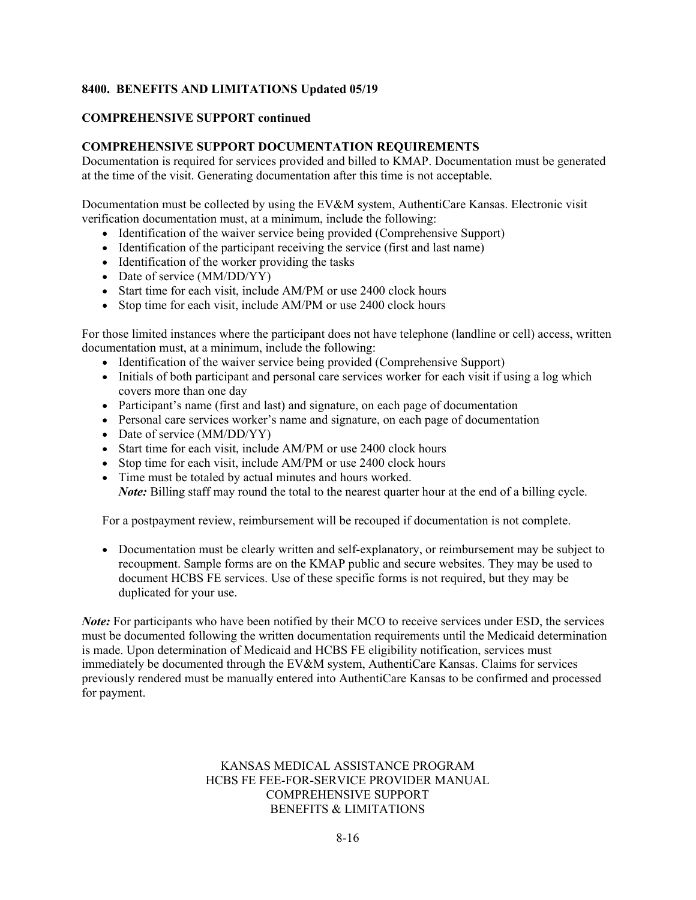**8400. BENEFITS AND LIMITATIONS Updated 05/19**

**COMPREHENSIVE SUPPORT continued**

**COMPREHENSIVE SUPPORT DOCUMENTATION REQUIREMENTS**

Documentation is required for services provided and billed to KMAP. Documentation must be generated at the time of the visit. Generating documentation after this time is not acceptable.

Documentation must be collected by using the EV&M system, AuthentiCare Kansas. Electronic visit verification documentation must, at a minimum, include the following:

- Identification of the waiver service being provided (Comprehensive Support)
- Identification of the participant receiving the service (first and last name)
- Identification of the worker providing the tasks
- Date of service (MM/DD/YY)
- Start time for each visit, include AM/PM or use 2400 clock hours
- Stop time for each visit, include AM/PM or use 2400 clock hours

For those limited instances where the participant does not have telephone (landline or cell) access, written documentation must, at a minimum, include the following:

- Identification of the waiver service being provided (Comprehensive Support)
- Initials of both participant and personal care services worker for each visit if using a log which covers more than one day
- Participant's name (first and last) and signature, on each page of documentation
- Personal care services worker's name and signature, on each page of documentation
- Date of service (MM/DD/YY)
- Start time for each visit, include AM/PM or use 2400 clock hours
- Stop time for each visit, include AM/PM or use 2400 clock hours
- Time must be totaled by actual minutes and hours worked.
  ***Note:*** Billing staff may round the total to the nearest quarter hour at the end of a billing cycle.

For a postpayment review, reimbursement will be recouped if documentation is not complete.

- Documentation must be clearly written and self-explanatory, or reimbursement may be subject to recoupment. Sample forms are on the KMAP public and secure websites. They may be used to document HCBS FE services. Use of these specific forms is not required, but they may be duplicated for your use.

***Note:*** For participants who have been notified by their MCO to receive services under ESD, the services must be documented following the written documentation requirements until the Medicaid determination is made. Upon determination of Medicaid and HCBS FE eligibility notification, services must immediately be documented through the EV&M system, AuthentiCare Kansas. Claims for services previously rendered must be manually entered into AuthentiCare Kansas to be confirmed and processed for payment.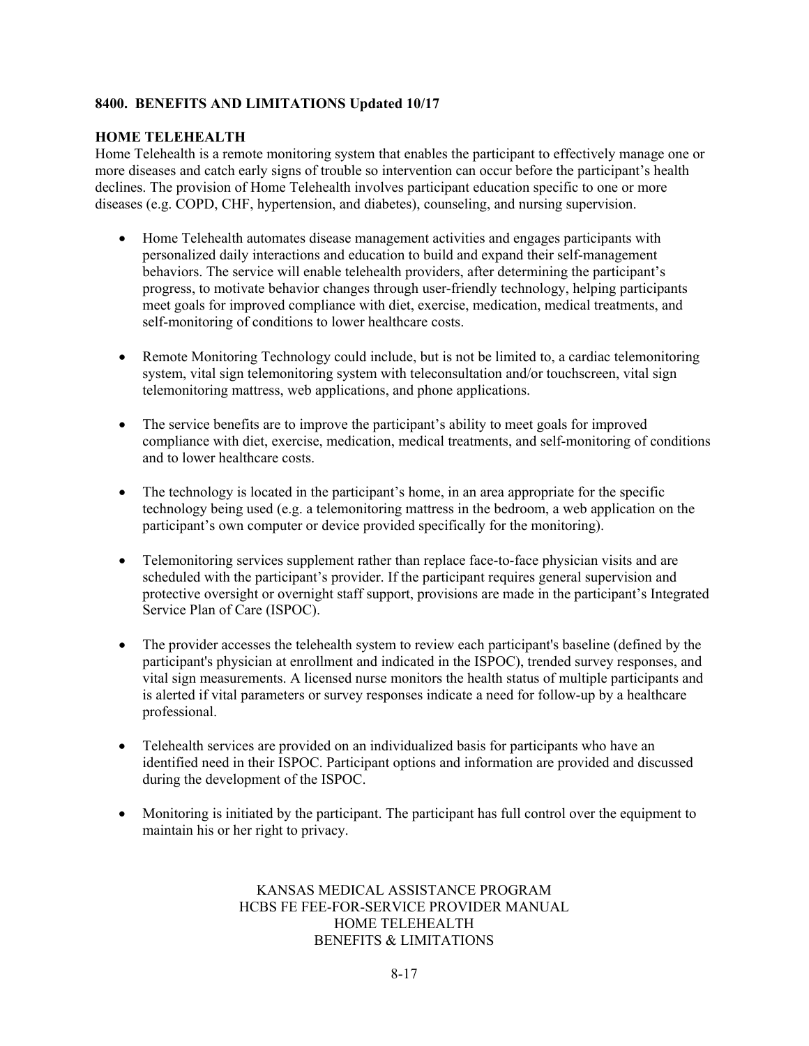**8400. BENEFITS AND LIMITATIONS Updated 10/17**

**HOME TELEHEALTH**

Home Telehealth is a remote monitoring system that enables the participant to effectively manage one or more diseases and catch early signs of trouble so intervention can occur before the participant's health declines. The provision of Home Telehealth involves participant education specific to one or more diseases (e.g. COPD, CHF, hypertension, and diabetes), counseling, and nursing supervision.

- Home Telehealth automates disease management activities and engages participants with personalized daily interactions and education to build and expand their self-management behaviors. The service will enable telehealth providers, after determining the participant's progress, to motivate behavior changes through user-friendly technology, helping participants meet goals for improved compliance with diet, exercise, medication, medical treatments, and self-monitoring of conditions to lower healthcare costs.

- Remote Monitoring Technology could include, but is not be limited to, a cardiac telemonitoring system, vital sign telemonitoring system with teleconsultation and/or touchscreen, vital sign telemonitoring mattress, web applications, and phone applications.

- The service benefits are to improve the participant's ability to meet goals for improved compliance with diet, exercise, medication, medical treatments, and self-monitoring of conditions and to lower healthcare costs.

- The technology is located in the participant's home, in an area appropriate for the specific technology being used (e.g. a telemonitoring mattress in the bedroom, a web application on the participant's own computer or device provided specifically for the monitoring).

- Telemonitoring services supplement rather than replace face-to-face physician visits and are scheduled with the participant's provider. If the participant requires general supervision and protective oversight or overnight staff support, provisions are made in the participant's Integrated Service Plan of Care (ISPOC).

- The provider accesses the telehealth system to review each participant's baseline (defined by the participant's physician at enrollment and indicated in the ISPOC), trended survey responses, and vital sign measurements. A licensed nurse monitors the health status of multiple participants and is alerted if vital parameters or survey responses indicate a need for follow-up by a healthcare professional.

- Telehealth services are provided on an individualized basis for participants who have an identified need in their ISPOC. Participant options and information are provided and discussed during the development of the ISPOC.

- Monitoring is initiated by the participant. The participant has full control over the equipment to maintain his or her right to privacy.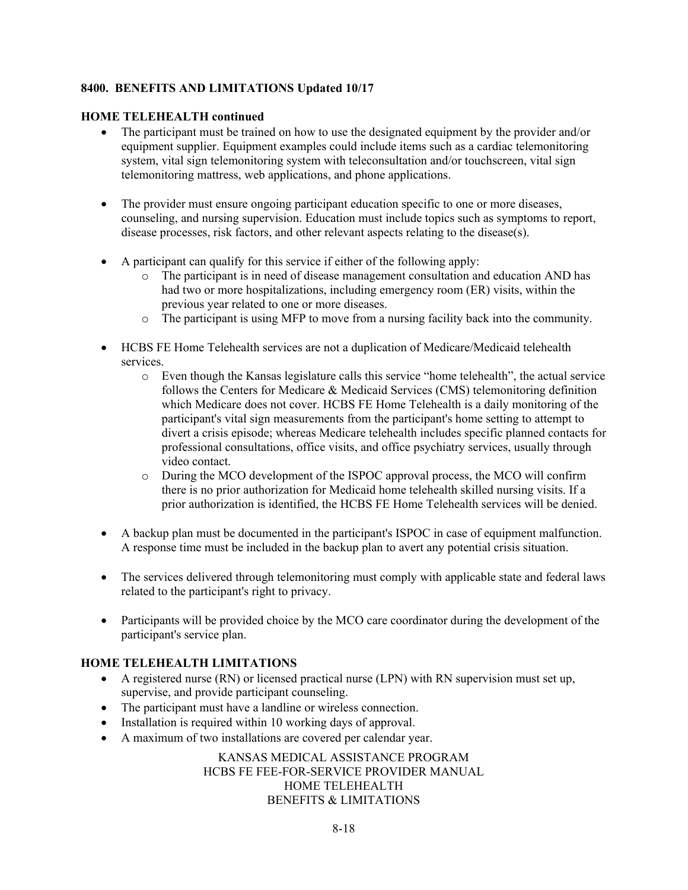**8400. BENEFITS AND LIMITATIONS Updated 10/17**

**HOME TELEHEALTH continued**

- The participant must be trained on how to use the designated equipment by the provider and/or equipment supplier. Equipment examples could include items such as a cardiac telemonitoring system, vital sign telemonitoring system with teleconsultation and/or touchscreen, vital sign telemonitoring mattress, web applications, and phone applications.

- The provider must ensure ongoing participant education specific to one or more diseases, counseling, and nursing supervision. Education must include topics such as symptoms to report, disease processes, risk factors, and other relevant aspects relating to the disease(s).

- A participant can qualify for this service if either of the following apply:
  - The participant is in need of disease management consultation and education AND has had two or more hospitalizations, including emergency room (ER) visits, within the previous year related to one or more diseases.
  - The participant is using MFP to move from a nursing facility back into the community.

- HCBS FE Home Telehealth services are not a duplication of Medicare/Medicaid telehealth services.
  - Even though the Kansas legislature calls this service "home telehealth", the actual service follows the Centers for Medicare & Medicaid Services (CMS) telemonitoring definition which Medicare does not cover. HCBS FE Home Telehealth is a daily monitoring of the participant's vital sign measurements from the participant's home setting to attempt to divert a crisis episode; whereas Medicare telehealth includes specific planned contacts for professional consultations, office visits, and office psychiatry services, usually through video contact.
  - During the MCO development of the ISPOC approval process, the MCO will confirm there is no prior authorization for Medicaid home telehealth skilled nursing visits. If a prior authorization is identified, the HCBS FE Home Telehealth services will be denied.

- A backup plan must be documented in the participant's ISPOC in case of equipment malfunction. A response time must be included in the backup plan to avert any potential crisis situation.

- The services delivered through telemonitoring must comply with applicable state and federal laws related to the participant's right to privacy.

- Participants will be provided choice by the MCO care coordinator during the development of the participant's service plan.

**HOME TELEHEALTH LIMITATIONS**

- A registered nurse (RN) or licensed practical nurse (LPN) with RN supervision must set up, supervise, and provide participant counseling.
- The participant must have a landline or wireless connection.
- Installation is required within 10 working days of approval.
- A maximum of two installations are covered per calendar year.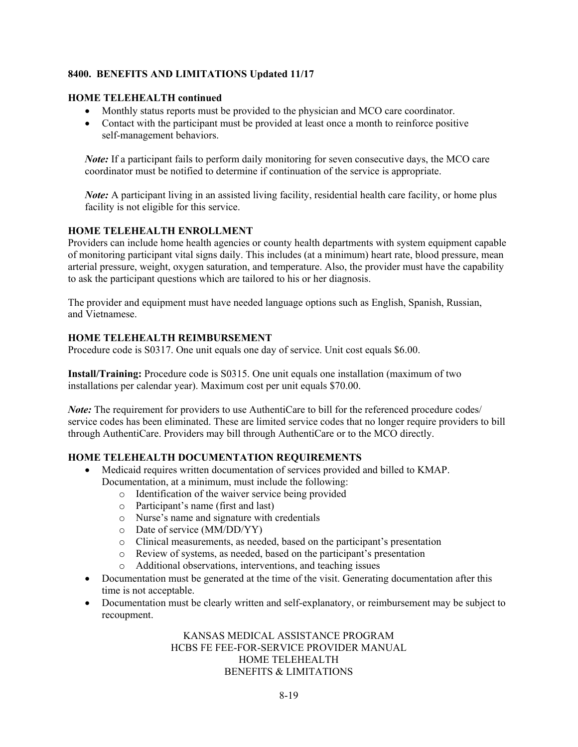## 8400. BENEFITS AND LIMITATIONS Updated 11/17

### HOME TELEHEALTH continued

- Monthly status reports must be provided to the physician and MCO care coordinator.
- Contact with the participant must be provided at least once a month to reinforce positive self-management behaviors.

***Note:*** If a participant fails to perform daily monitoring for seven consecutive days, the MCO care coordinator must be notified to determine if continuation of the service is appropriate.

***Note:*** A participant living in an assisted living facility, residential health care facility, or home plus facility is not eligible for this service.

### HOME TELEHEALTH ENROLLMENT

Providers can include home health agencies or county health departments with system equipment capable of monitoring participant vital signs daily. This includes (at a minimum) heart rate, blood pressure, mean arterial pressure, weight, oxygen saturation, and temperature. Also, the provider must have the capability to ask the participant questions which are tailored to his or her diagnosis.

The provider and equipment must have needed language options such as English, Spanish, Russian, and Vietnamese.

### HOME TELEHEALTH REIMBURSEMENT

Procedure code is S0317. One unit equals one day of service. Unit cost equals $6.00.

**Install/Training:** Procedure code is S0315. One unit equals one installation (maximum of two installations per calendar year). Maximum cost per unit equals $70.00.

***Note:*** The requirement for providers to use AuthentiCare to bill for the referenced procedure codes/ service codes has been eliminated. These are limited service codes that no longer require providers to bill through AuthentiCare. Providers may bill through AuthentiCare or to the MCO directly.

### HOME TELEHEALTH DOCUMENTATION REQUIREMENTS

- Medicaid requires written documentation of services provided and billed to KMAP. Documentation, at a minimum, must include the following:
  - Identification of the waiver service being provided
  - Participant's name (first and last)
  - Nurse's name and signature with credentials
  - Date of service (MM/DD/YY)
  - Clinical measurements, as needed, based on the participant's presentation
  - Review of systems, as needed, based on the participant's presentation
  - Additional observations, interventions, and teaching issues
- Documentation must be generated at the time of the visit. Generating documentation after this time is not acceptable.
- Documentation must be clearly written and self-explanatory, or reimbursement may be subject to recoupment.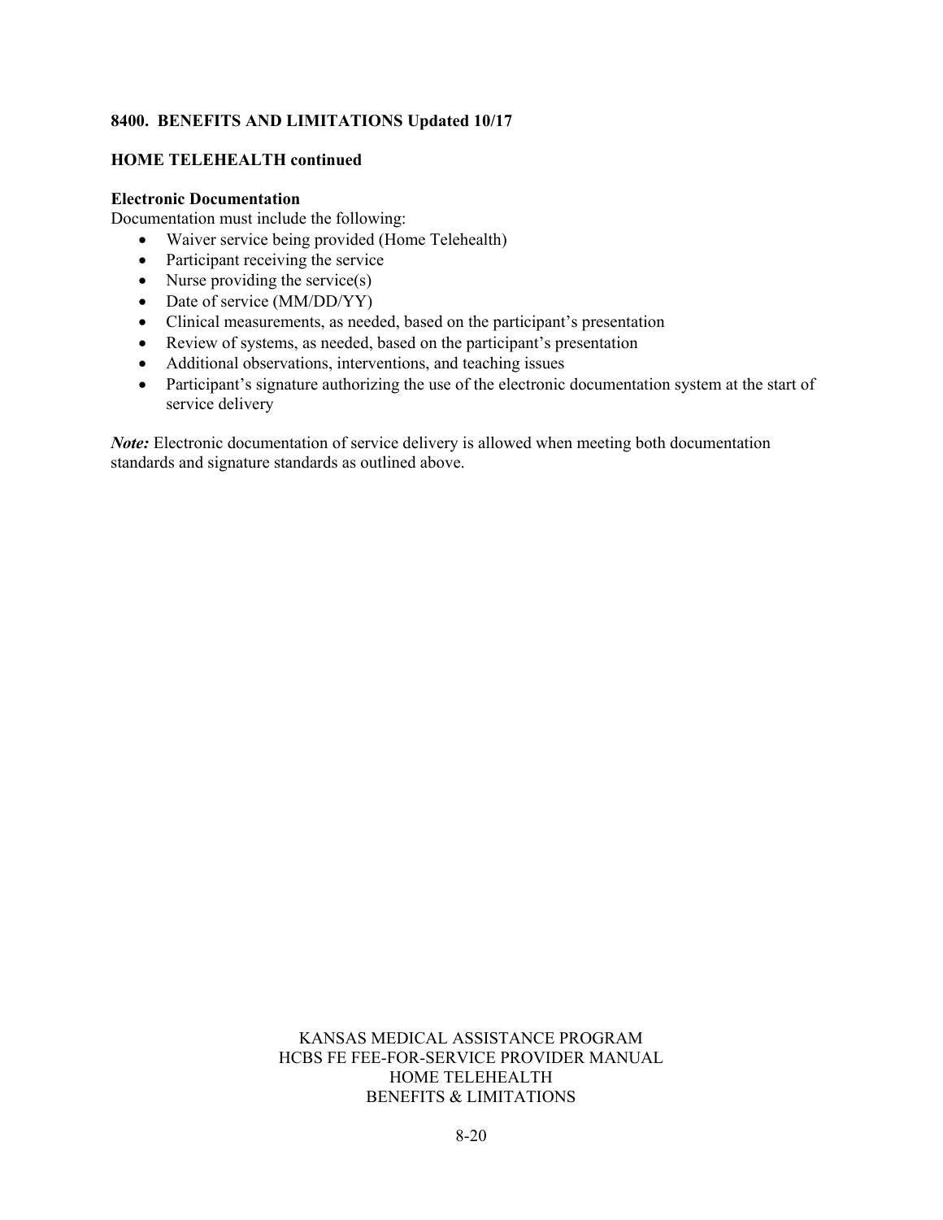**8400. BENEFITS AND LIMITATIONS Updated 10/17**

**HOME TELEHEALTH continued**

**Electronic Documentation**

Documentation must include the following:

- Waiver service being provided (Home Telehealth)
- Participant receiving the service
- Nurse providing the service(s)
- Date of service (MM/DD/YY)
- Clinical measurements, as needed, based on the participant's presentation
- Review of systems, as needed, based on the participant's presentation
- Additional observations, interventions, and teaching issues
- Participant's signature authorizing the use of the electronic documentation system at the start of service delivery

***Note:*** Electronic documentation of service delivery is allowed when meeting both documentation standards and signature standards as outlined above.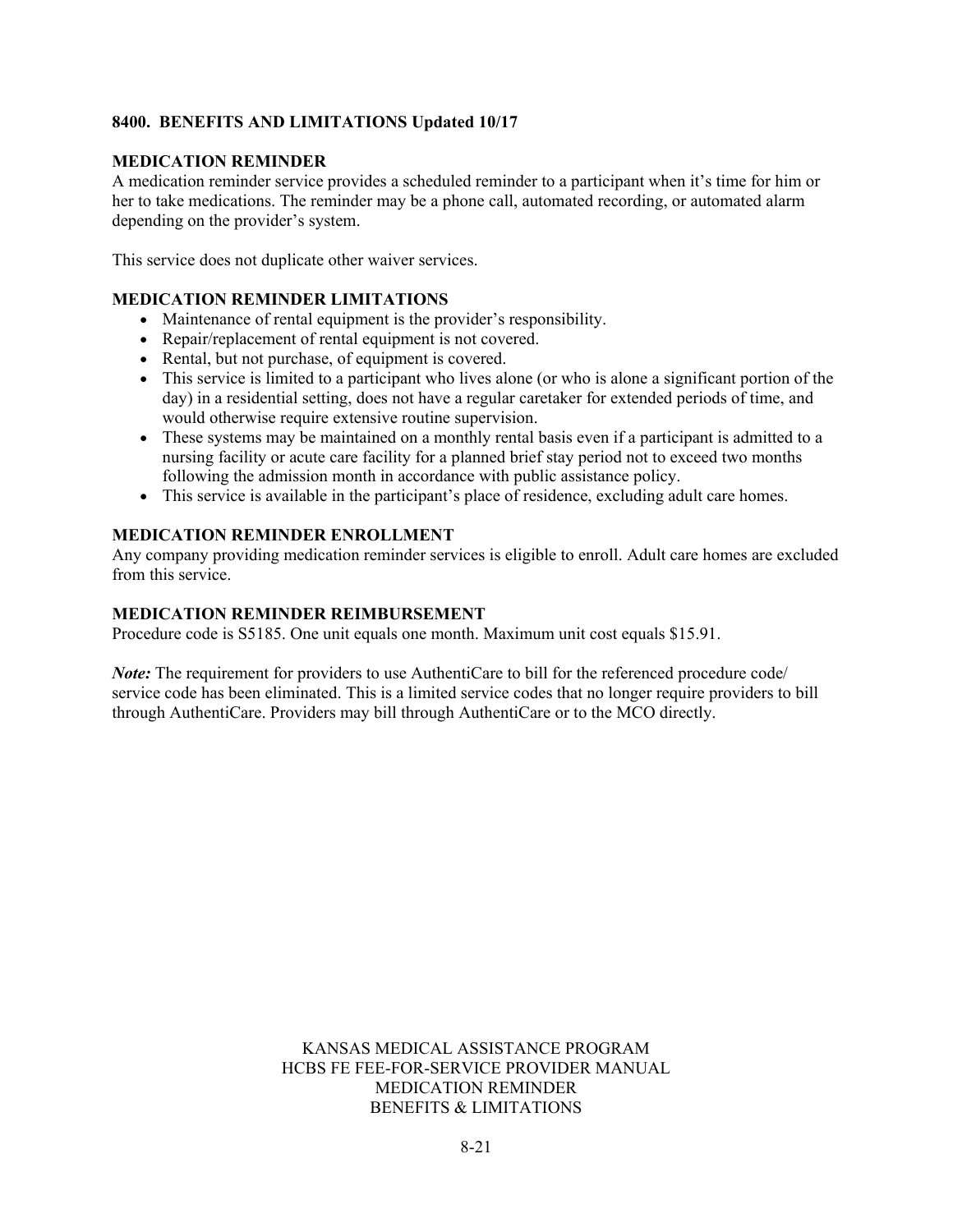## 8400. BENEFITS AND LIMITATIONS Updated 10/17

### MEDICATION REMINDER

A medication reminder service provides a scheduled reminder to a participant when it's time for him or her to take medications. The reminder may be a phone call, automated recording, or automated alarm depending on the provider's system.

This service does not duplicate other waiver services.

### MEDICATION REMINDER LIMITATIONS

- Maintenance of rental equipment is the provider's responsibility.
- Repair/replacement of rental equipment is not covered.
- Rental, but not purchase, of equipment is covered.
- This service is limited to a participant who lives alone (or who is alone a significant portion of the day) in a residential setting, does not have a regular caretaker for extended periods of time, and would otherwise require extensive routine supervision.
- These systems may be maintained on a monthly rental basis even if a participant is admitted to a nursing facility or acute care facility for a planned brief stay period not to exceed two months following the admission month in accordance with public assistance policy.
- This service is available in the participant's place of residence, excluding adult care homes.

### MEDICATION REMINDER ENROLLMENT

Any company providing medication reminder services is eligible to enroll. Adult care homes are excluded from this service.

### MEDICATION REMINDER REIMBURSEMENT

Procedure code is S5185. One unit equals one month. Maximum unit cost equals $15.91.

***Note:*** The requirement for providers to use AuthentiCare to bill for the referenced procedure code/ service code has been eliminated. This is a limited service codes that no longer require providers to bill through AuthentiCare. Providers may bill through AuthentiCare or to the MCO directly.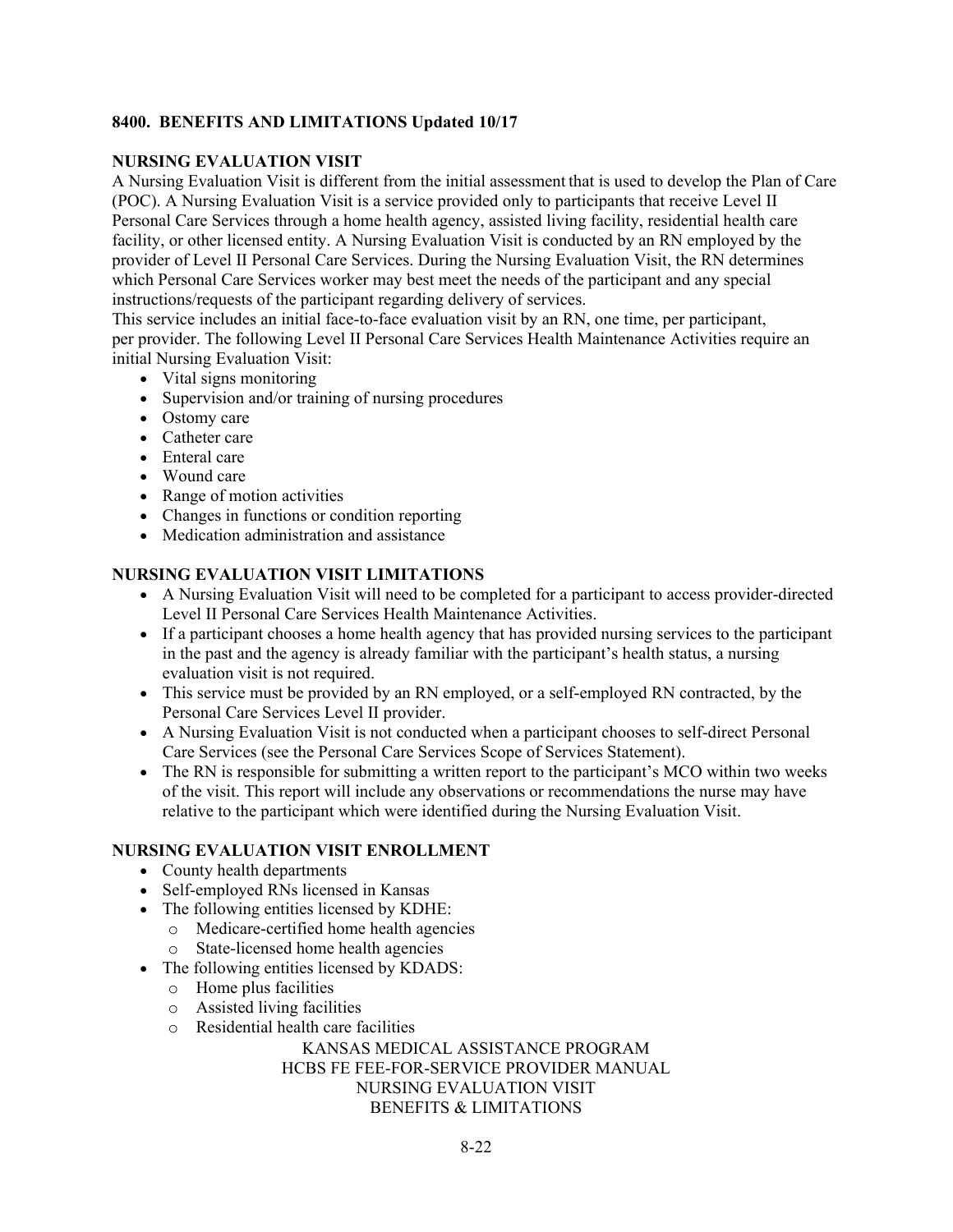**8400. BENEFITS AND LIMITATIONS Updated 10/17**

**NURSING EVALUATION VISIT**

A Nursing Evaluation Visit is different from the initial assessment that is used to develop the Plan of Care (POC). A Nursing Evaluation Visit is a service provided only to participants that receive Level II Personal Care Services through a home health agency, assisted living facility, residential health care facility, or other licensed entity. A Nursing Evaluation Visit is conducted by an RN employed by the provider of Level II Personal Care Services. During the Nursing Evaluation Visit, the RN determines which Personal Care Services worker may best meet the needs of the participant and any special instructions/requests of the participant regarding delivery of services.

This service includes an initial face-to-face evaluation visit by an RN, one time, per participant, per provider. The following Level II Personal Care Services Health Maintenance Activities require an initial Nursing Evaluation Visit:

- Vital signs monitoring
- Supervision and/or training of nursing procedures
- Ostomy care
- Catheter care
- Enteral care
- Wound care
- Range of motion activities
- Changes in functions or condition reporting
- Medication administration and assistance

**NURSING EVALUATION VISIT LIMITATIONS**

- A Nursing Evaluation Visit will need to be completed for a participant to access provider-directed Level II Personal Care Services Health Maintenance Activities.
- If a participant chooses a home health agency that has provided nursing services to the participant in the past and the agency is already familiar with the participant's health status, a nursing evaluation visit is not required.
- This service must be provided by an RN employed, or a self-employed RN contracted, by the Personal Care Services Level II provider.
- A Nursing Evaluation Visit is not conducted when a participant chooses to self-direct Personal Care Services (see the Personal Care Services Scope of Services Statement).
- The RN is responsible for submitting a written report to the participant's MCO within two weeks of the visit. This report will include any observations or recommendations the nurse may have relative to the participant which were identified during the Nursing Evaluation Visit.

**NURSING EVALUATION VISIT ENROLLMENT**

- County health departments
- Self-employed RNs licensed in Kansas
- The following entities licensed by KDHE:
  - Medicare-certified home health agencies
  - State-licensed home health agencies
- The following entities licensed by KDADS:
  - Home plus facilities
  - Assisted living facilities
  - Residential health care facilities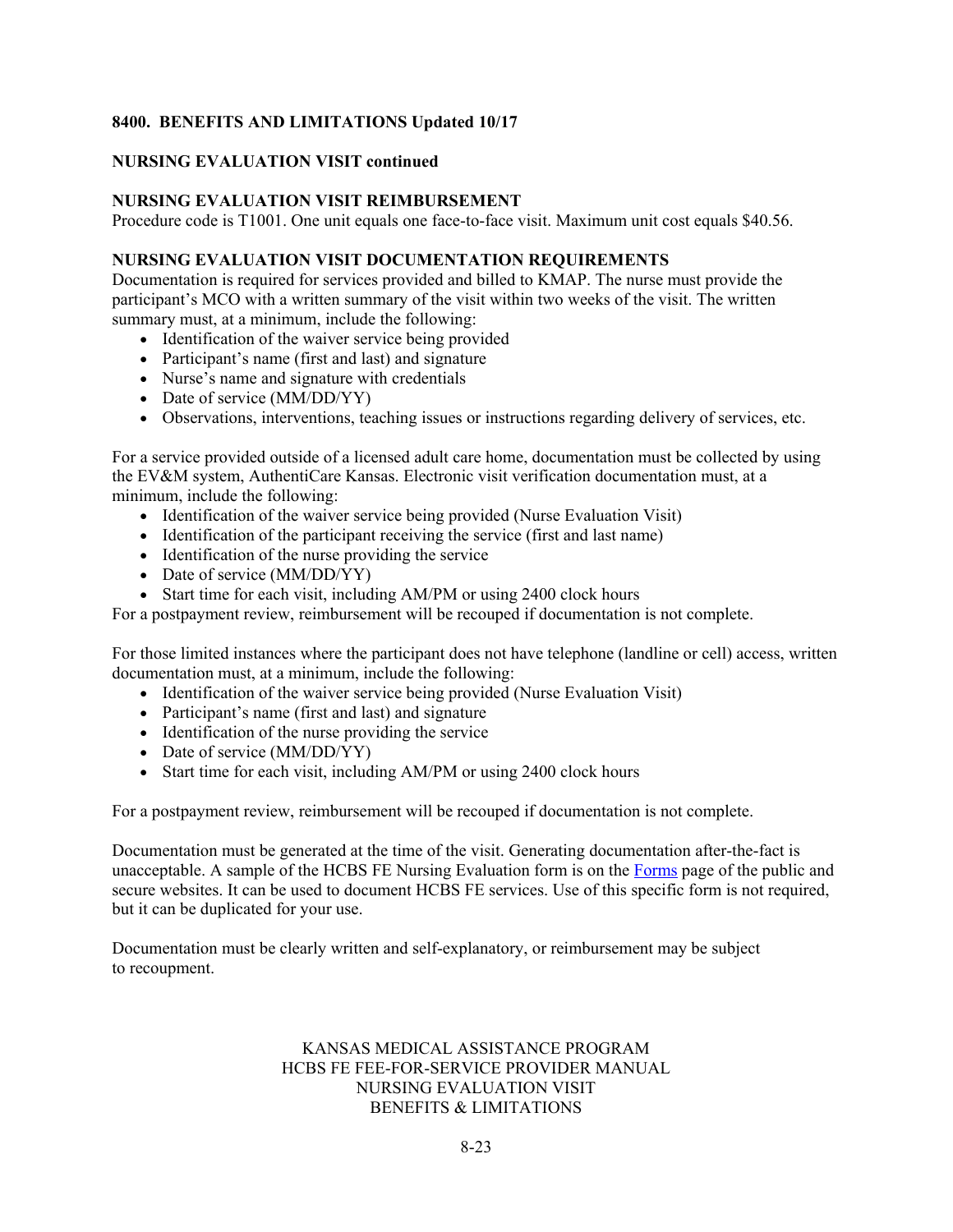**8400. BENEFITS AND LIMITATIONS Updated 10/17**

**NURSING EVALUATION VISIT continued**

**NURSING EVALUATION VISIT REIMBURSEMENT**

Procedure code is T1001. One unit equals one face-to-face visit. Maximum unit cost equals $40.56.

**NURSING EVALUATION VISIT DOCUMENTATION REQUIREMENTS**

Documentation is required for services provided and billed to KMAP. The nurse must provide the participant's MCO with a written summary of the visit within two weeks of the visit. The written summary must, at a minimum, include the following:

- Identification of the waiver service being provided
- Participant's name (first and last) and signature
- Nurse's name and signature with credentials
- Date of service (MM/DD/YY)
- Observations, interventions, teaching issues or instructions regarding delivery of services, etc.

For a service provided outside of a licensed adult care home, documentation must be collected by using the EV&M system, AuthentiCare Kansas. Electronic visit verification documentation must, at a minimum, include the following:

- Identification of the waiver service being provided (Nurse Evaluation Visit)
- Identification of the participant receiving the service (first and last name)
- Identification of the nurse providing the service
- Date of service (MM/DD/YY)
- Start time for each visit, including AM/PM or using 2400 clock hours

For a postpayment review, reimbursement will be recouped if documentation is not complete.

For those limited instances where the participant does not have telephone (landline or cell) access, written documentation must, at a minimum, include the following:

- Identification of the waiver service being provided (Nurse Evaluation Visit)
- Participant's name (first and last) and signature
- Identification of the nurse providing the service
- Date of service (MM/DD/YY)
- Start time for each visit, including AM/PM or using 2400 clock hours

For a postpayment review, reimbursement will be recouped if documentation is not complete.

Documentation must be generated at the time of the visit. Generating documentation after-the-fact is unacceptable. A sample of the HCBS FE Nursing Evaluation form is on the Forms page of the public and secure websites. It can be used to document HCBS FE services. Use of this specific form is not required, but it can be duplicated for your use.

Documentation must be clearly written and self-explanatory, or reimbursement may be subject to recoupment.

KANSAS MEDICAL ASSISTANCE PROGRAM
HCBS FE FEE-FOR-SERVICE PROVIDER MANUAL
NURSING EVALUATION VISIT
BENEFITS & LIMITATIONS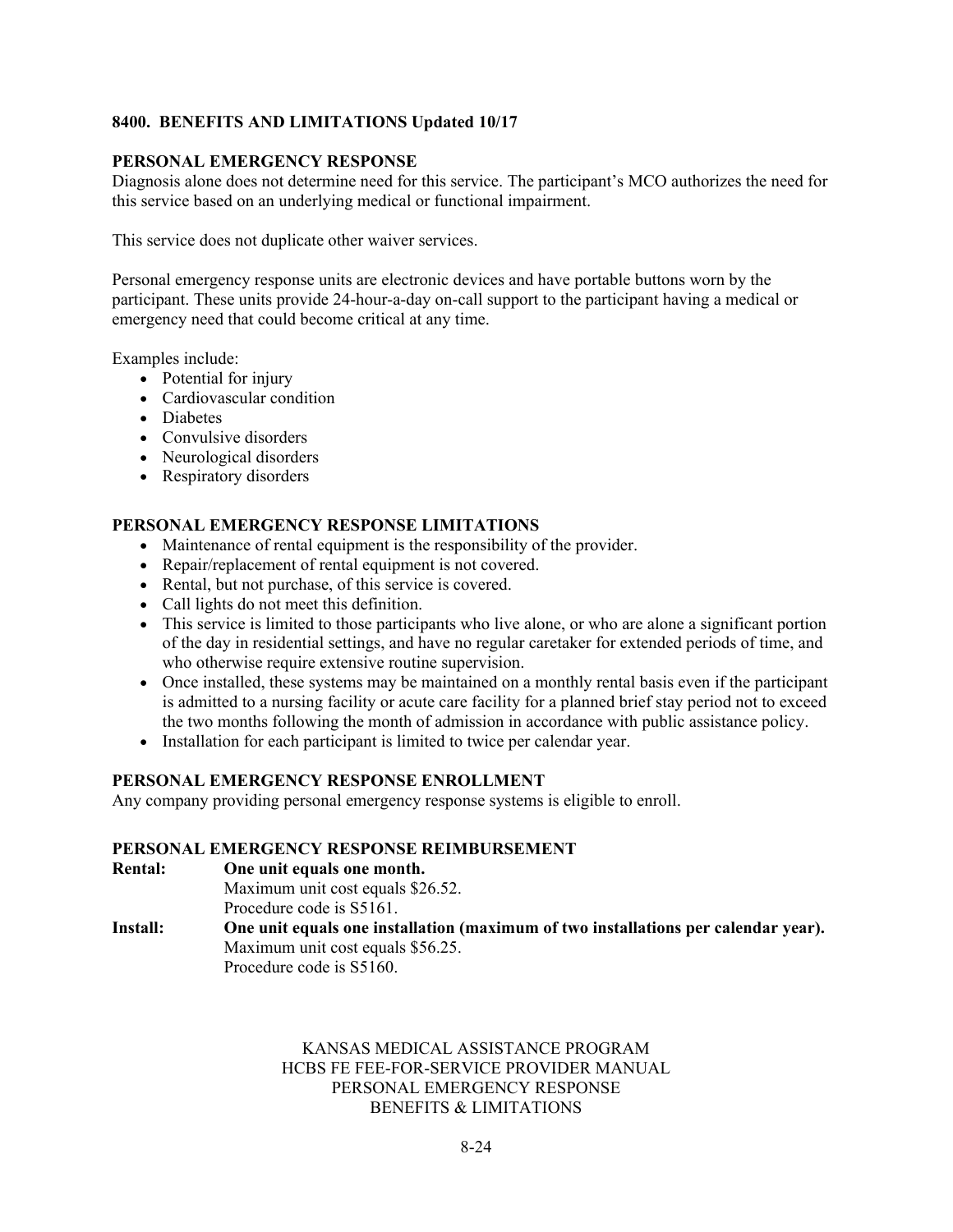## 8400. BENEFITS AND LIMITATIONS Updated 10/17

### PERSONAL EMERGENCY RESPONSE

Diagnosis alone does not determine need for this service. The participant's MCO authorizes the need for this service based on an underlying medical or functional impairment.

This service does not duplicate other waiver services.

Personal emergency response units are electronic devices and have portable buttons worn by the participant. These units provide 24-hour-a-day on-call support to the participant having a medical or emergency need that could become critical at any time.

Examples include:

- Potential for injury
- Cardiovascular condition
- Diabetes
- Convulsive disorders
- Neurological disorders
- Respiratory disorders

### PERSONAL EMERGENCY RESPONSE LIMITATIONS

- Maintenance of rental equipment is the responsibility of the provider.
- Repair/replacement of rental equipment is not covered.
- Rental, but not purchase, of this service is covered.
- Call lights do not meet this definition.
- This service is limited to those participants who live alone, or who are alone a significant portion of the day in residential settings, and have no regular caretaker for extended periods of time, and who otherwise require extensive routine supervision.
- Once installed, these systems may be maintained on a monthly rental basis even if the participant is admitted to a nursing facility or acute care facility for a planned brief stay period not to exceed the two months following the month of admission in accordance with public assistance policy.
- Installation for each participant is limited to twice per calendar year.

### PERSONAL EMERGENCY RESPONSE ENROLLMENT

Any company providing personal emergency response systems is eligible to enroll.

### PERSONAL EMERGENCY RESPONSE REIMBURSEMENT

**Rental:** **One unit equals one month.**
Maximum unit cost equals $26.52.
Procedure code is S5161.

**Install:** **One unit equals one installation (maximum of two installations per calendar year).**
Maximum unit cost equals $56.25.
Procedure code is S5160.

KANSAS MEDICAL ASSISTANCE PROGRAM
HCBS FE FEE-FOR-SERVICE PROVIDER MANUAL
PERSONAL EMERGENCY RESPONSE
BENEFITS & LIMITATIONS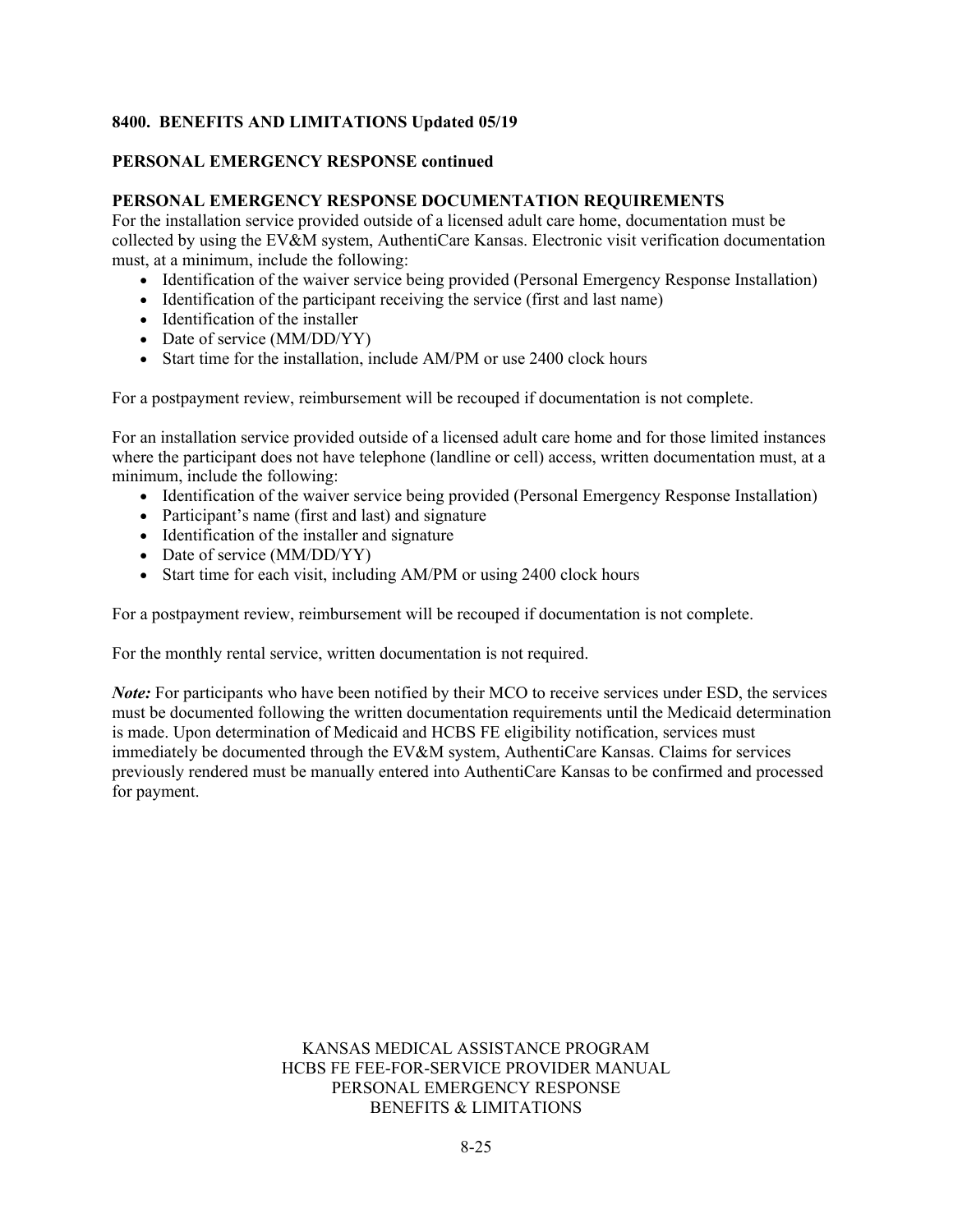**8400. BENEFITS AND LIMITATIONS Updated 05/19**

**PERSONAL EMERGENCY RESPONSE continued**

**PERSONAL EMERGENCY RESPONSE DOCUMENTATION REQUIREMENTS**

For the installation service provided outside of a licensed adult care home, documentation must be collected by using the EV&M system, AuthentiCare Kansas. Electronic visit verification documentation must, at a minimum, include the following:

- Identification of the waiver service being provided (Personal Emergency Response Installation)
- Identification of the participant receiving the service (first and last name)
- Identification of the installer
- Date of service (MM/DD/YY)
- Start time for the installation, include AM/PM or use 2400 clock hours

For a postpayment review, reimbursement will be recouped if documentation is not complete.

For an installation service provided outside of a licensed adult care home and for those limited instances where the participant does not have telephone (landline or cell) access, written documentation must, at a minimum, include the following:

- Identification of the waiver service being provided (Personal Emergency Response Installation)
- Participant's name (first and last) and signature
- Identification of the installer and signature
- Date of service (MM/DD/YY)
- Start time for each visit, including AM/PM or using 2400 clock hours

For a postpayment review, reimbursement will be recouped if documentation is not complete.

For the monthly rental service, written documentation is not required.

***Note:*** For participants who have been notified by their MCO to receive services under ESD, the services must be documented following the written documentation requirements until the Medicaid determination is made. Upon determination of Medicaid and HCBS FE eligibility notification, services must immediately be documented through the EV&M system, AuthentiCare Kansas. Claims for services previously rendered must be manually entered into AuthentiCare Kansas to be confirmed and processed for payment.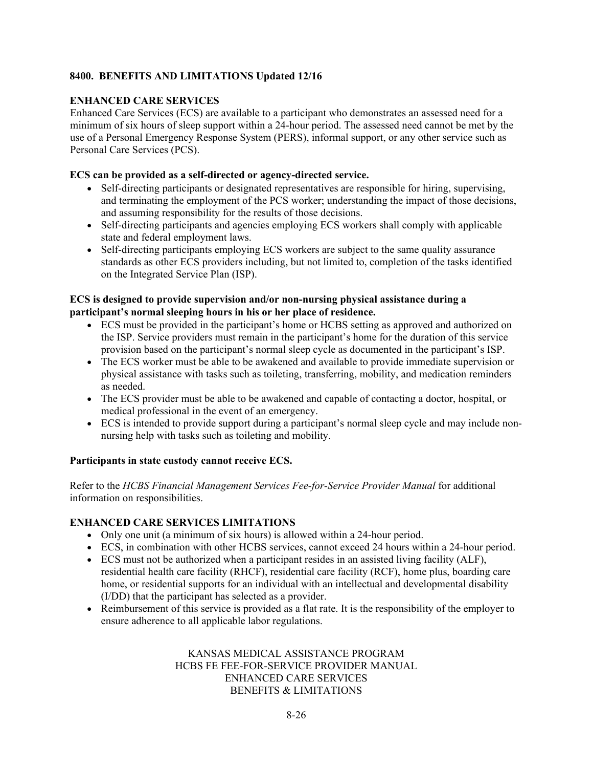**8400. BENEFITS AND LIMITATIONS Updated 12/16**

**ENHANCED CARE SERVICES**

Enhanced Care Services (ECS) are available to a participant who demonstrates an assessed need for a minimum of six hours of sleep support within a 24-hour period. The assessed need cannot be met by the use of a Personal Emergency Response System (PERS), informal support, or any other service such as Personal Care Services (PCS).

**ECS can be provided as a self-directed or agency-directed service.**

- Self-directing participants or designated representatives are responsible for hiring, supervising, and terminating the employment of the PCS worker; understanding the impact of those decisions, and assuming responsibility for the results of those decisions.
- Self-directing participants and agencies employing ECS workers shall comply with applicable state and federal employment laws.
- Self-directing participants employing ECS workers are subject to the same quality assurance standards as other ECS providers including, but not limited to, completion of the tasks identified on the Integrated Service Plan (ISP).

**ECS is designed to provide supervision and/or non-nursing physical assistance during a participant's normal sleeping hours in his or her place of residence.**

- ECS must be provided in the participant's home or HCBS setting as approved and authorized on the ISP. Service providers must remain in the participant's home for the duration of this service provision based on the participant's normal sleep cycle as documented in the participant's ISP.
- The ECS worker must be able to be awakened and available to provide immediate supervision or physical assistance with tasks such as toileting, transferring, mobility, and medication reminders as needed.
- The ECS provider must be able to be awakened and capable of contacting a doctor, hospital, or medical professional in the event of an emergency.
- ECS is intended to provide support during a participant's normal sleep cycle and may include non-nursing help with tasks such as toileting and mobility.

**Participants in state custody cannot receive ECS.**

Refer to the *HCBS Financial Management Services Fee-for-Service Provider Manual* for additional information on responsibilities.

**ENHANCED CARE SERVICES LIMITATIONS**

- Only one unit (a minimum of six hours) is allowed within a 24-hour period.
- ECS, in combination with other HCBS services, cannot exceed 24 hours within a 24-hour period.
- ECS must not be authorized when a participant resides in an assisted living facility (ALF), residential health care facility (RHCF), residential care facility (RCF), home plus, boarding care home, or residential supports for an individual with an intellectual and developmental disability (I/DD) that the participant has selected as a provider.
- Reimbursement of this service is provided as a flat rate. It is the responsibility of the employer to ensure adherence to all applicable labor regulations.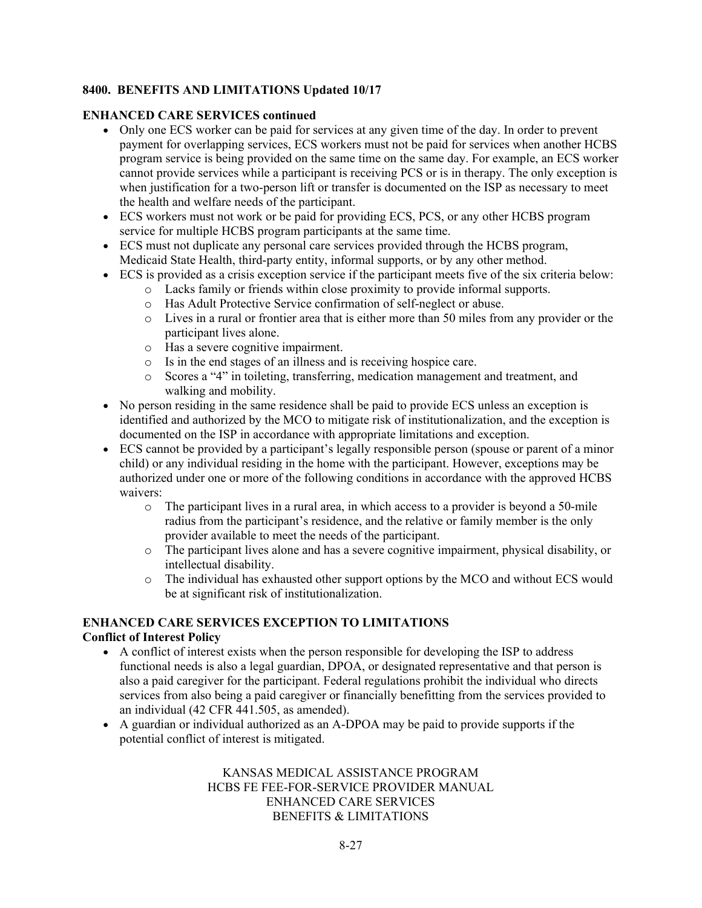**8400. BENEFITS AND LIMITATIONS Updated 10/17**

**ENHANCED CARE SERVICES continued**

- Only one ECS worker can be paid for services at any given time of the day. In order to prevent payment for overlapping services, ECS workers must not be paid for services when another HCBS program service is being provided on the same time on the same day. For example, an ECS worker cannot provide services while a participant is receiving PCS or is in therapy. The only exception is when justification for a two-person lift or transfer is documented on the ISP as necessary to meet the health and welfare needs of the participant.
- ECS workers must not work or be paid for providing ECS, PCS, or any other HCBS program service for multiple HCBS program participants at the same time.
- ECS must not duplicate any personal care services provided through the HCBS program, Medicaid State Health, third-party entity, informal supports, or by any other method.
- ECS is provided as a crisis exception service if the participant meets five of the six criteria below:
  - Lacks family or friends within close proximity to provide informal supports.
  - Has Adult Protective Service confirmation of self-neglect or abuse.
  - Lives in a rural or frontier area that is either more than 50 miles from any provider or the participant lives alone.
  - Has a severe cognitive impairment.
  - Is in the end stages of an illness and is receiving hospice care.
  - Scores a "4" in toileting, transferring, medication management and treatment, and walking and mobility.
- No person residing in the same residence shall be paid to provide ECS unless an exception is identified and authorized by the MCO to mitigate risk of institutionalization, and the exception is documented on the ISP in accordance with appropriate limitations and exception.
- ECS cannot be provided by a participant's legally responsible person (spouse or parent of a minor child) or any individual residing in the home with the participant. However, exceptions may be authorized under one or more of the following conditions in accordance with the approved HCBS waivers:
  - The participant lives in a rural area, in which access to a provider is beyond a 50-mile radius from the participant's residence, and the relative or family member is the only provider available to meet the needs of the participant.
  - The participant lives alone and has a severe cognitive impairment, physical disability, or intellectual disability.
  - The individual has exhausted other support options by the MCO and without ECS would be at significant risk of institutionalization.

**ENHANCED CARE SERVICES EXCEPTION TO LIMITATIONS**

**Conflict of Interest Policy**

- A conflict of interest exists when the person responsible for developing the ISP to address functional needs is also a legal guardian, DPOA, or designated representative and that person is also a paid caregiver for the participant. Federal regulations prohibit the individual who directs services from also being a paid caregiver or financially benefitting from the services provided to an individual (42 CFR 441.505, as amended).
- A guardian or individual authorized as an A-DPOA may be paid to provide supports if the potential conflict of interest is mitigated.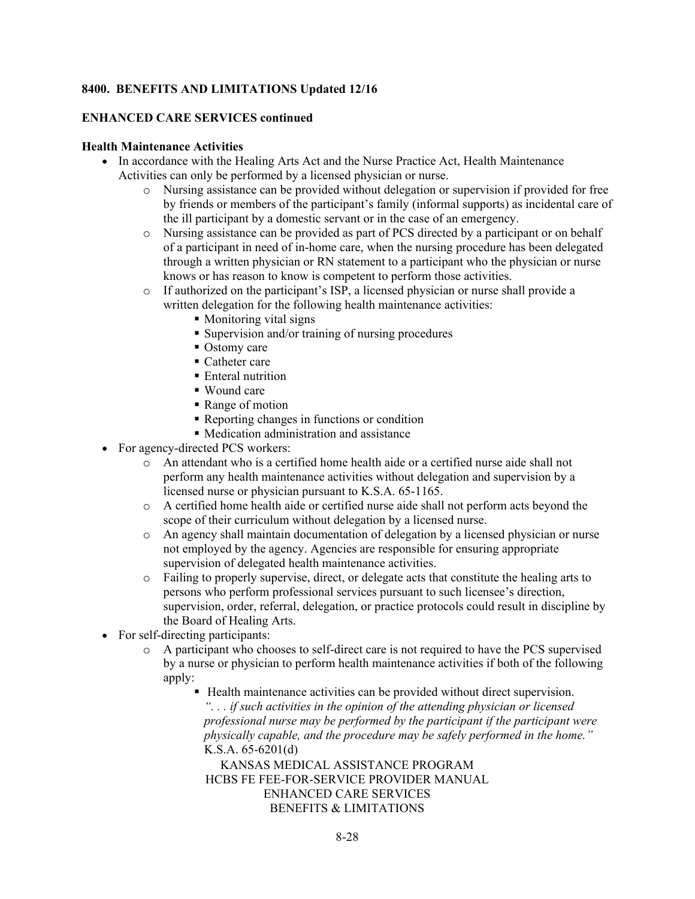**8400. BENEFITS AND LIMITATIONS Updated 12/16**

**ENHANCED CARE SERVICES continued**

**Health Maintenance Activities**

- In accordance with the Healing Arts Act and the Nurse Practice Act, Health Maintenance Activities can only be performed by a licensed physician or nurse.
  - Nursing assistance can be provided without delegation or supervision if provided for free by friends or members of the participant's family (informal supports) as incidental care of the ill participant by a domestic servant or in the case of an emergency.
  - Nursing assistance can be provided as part of PCS directed by a participant or on behalf of a participant in need of in-home care, when the nursing procedure has been delegated through a written physician or RN statement to a participant who the physician or nurse knows or has reason to know is competent to perform those activities.
  - If authorized on the participant's ISP, a licensed physician or nurse shall provide a written delegation for the following health maintenance activities:
    - Monitoring vital signs
    - Supervision and/or training of nursing procedures
    - Ostomy care
    - Catheter care
    - Enteral nutrition
    - Wound care
    - Range of motion
    - Reporting changes in functions or condition
    - Medication administration and assistance
- For agency-directed PCS workers:
  - An attendant who is a certified home health aide or a certified nurse aide shall not perform any health maintenance activities without delegation and supervision by a licensed nurse or physician pursuant to K.S.A. 65-1165.
  - A certified home health aide or certified nurse aide shall not perform acts beyond the scope of their curriculum without delegation by a licensed nurse.
  - An agency shall maintain documentation of delegation by a licensed physician or nurse not employed by the agency. Agencies are responsible for ensuring appropriate supervision of delegated health maintenance activities.
  - Failing to properly supervise, direct, or delegate acts that constitute the healing arts to persons who perform professional services pursuant to such licensee's direction, supervision, order, referral, delegation, or practice protocols could result in discipline by the Board of Healing Arts.
- For self-directing participants:
  - A participant who chooses to self-direct care is not required to have the PCS supervised by a nurse or physician to perform health maintenance activities if both of the following apply:
    - Health maintenance activities can be provided without direct supervision. *". . . if such activities in the opinion of the attending physician or licensed professional nurse may be performed by the participant if the participant were physically capable, and the procedure may be safely performed in the home."* K.S.A. 65-6201(d)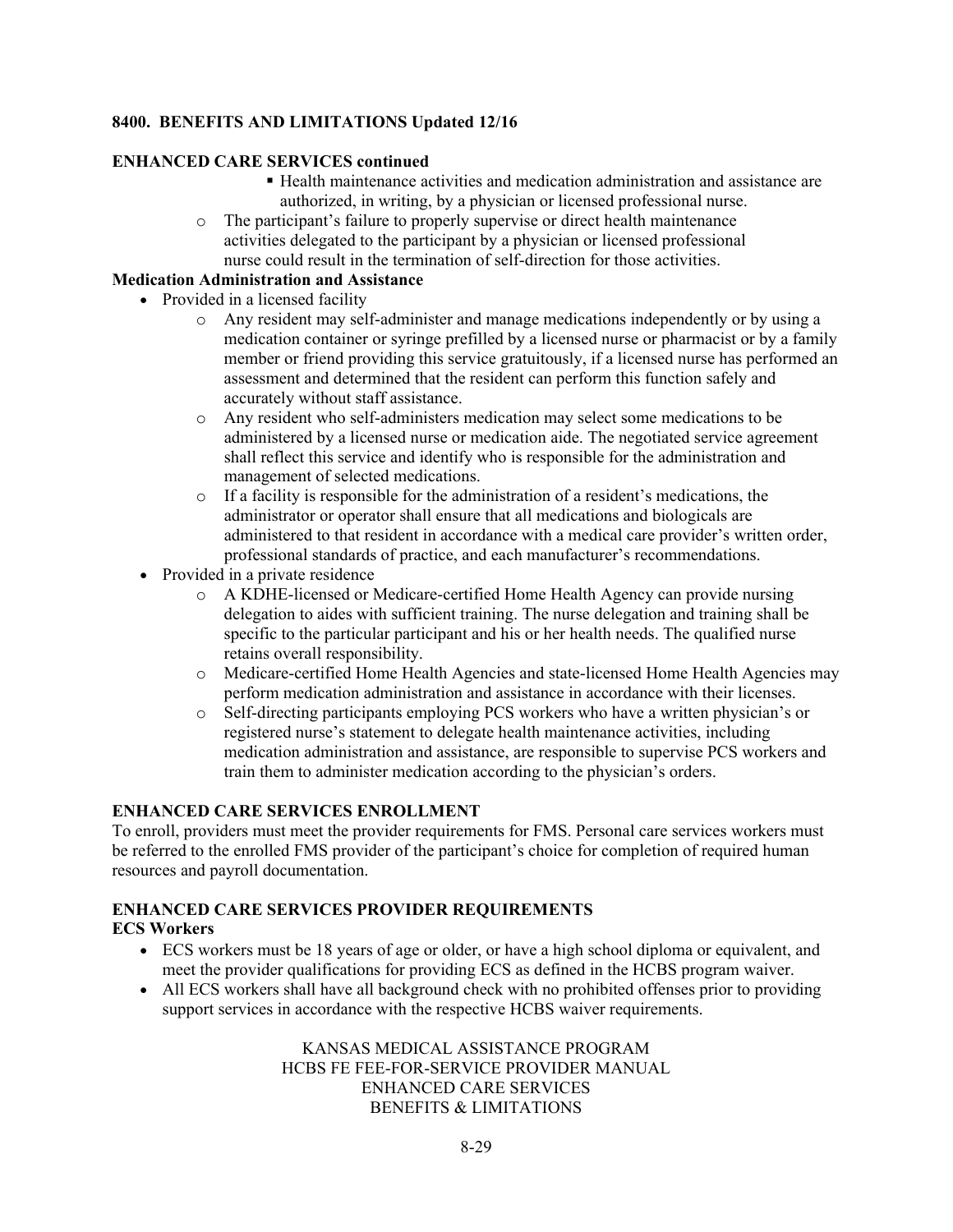**8400. BENEFITS AND LIMITATIONS Updated 12/16**

**ENHANCED CARE SERVICES continued**

- Health maintenance activities and medication administration and assistance are authorized, in writing, by a physician or licensed professional nurse.
- The participant's failure to properly supervise or direct health maintenance activities delegated to the participant by a physician or licensed professional nurse could result in the termination of self-direction for those activities.

**Medication Administration and Assistance**

- Provided in a licensed facility
  - Any resident may self-administer and manage medications independently or by using a medication container or syringe prefilled by a licensed nurse or pharmacist or by a family member or friend providing this service gratuitously, if a licensed nurse has performed an assessment and determined that the resident can perform this function safely and accurately without staff assistance.
  - Any resident who self-administers medication may select some medications to be administered by a licensed nurse or medication aide. The negotiated service agreement shall reflect this service and identify who is responsible for the administration and management of selected medications.
  - If a facility is responsible for the administration of a resident's medications, the administrator or operator shall ensure that all medications and biologicals are administered to that resident in accordance with a medical care provider's written order, professional standards of practice, and each manufacturer's recommendations.
- Provided in a private residence
  - A KDHE-licensed or Medicare-certified Home Health Agency can provide nursing delegation to aides with sufficient training. The nurse delegation and training shall be specific to the particular participant and his or her health needs. The qualified nurse retains overall responsibility.
  - Medicare-certified Home Health Agencies and state-licensed Home Health Agencies may perform medication administration and assistance in accordance with their licenses.
  - Self-directing participants employing PCS workers who have a written physician's or registered nurse's statement to delegate health maintenance activities, including medication administration and assistance, are responsible to supervise PCS workers and train them to administer medication according to the physician's orders.

**ENHANCED CARE SERVICES ENROLLMENT**

To enroll, providers must meet the provider requirements for FMS. Personal care services workers must be referred to the enrolled FMS provider of the participant's choice for completion of required human resources and payroll documentation.

**ENHANCED CARE SERVICES PROVIDER REQUIREMENTS**

**ECS Workers**

- ECS workers must be 18 years of age or older, or have a high school diploma or equivalent, and meet the provider qualifications for providing ECS as defined in the HCBS program waiver.
- All ECS workers shall have all background check with no prohibited offenses prior to providing support services in accordance with the respective HCBS waiver requirements.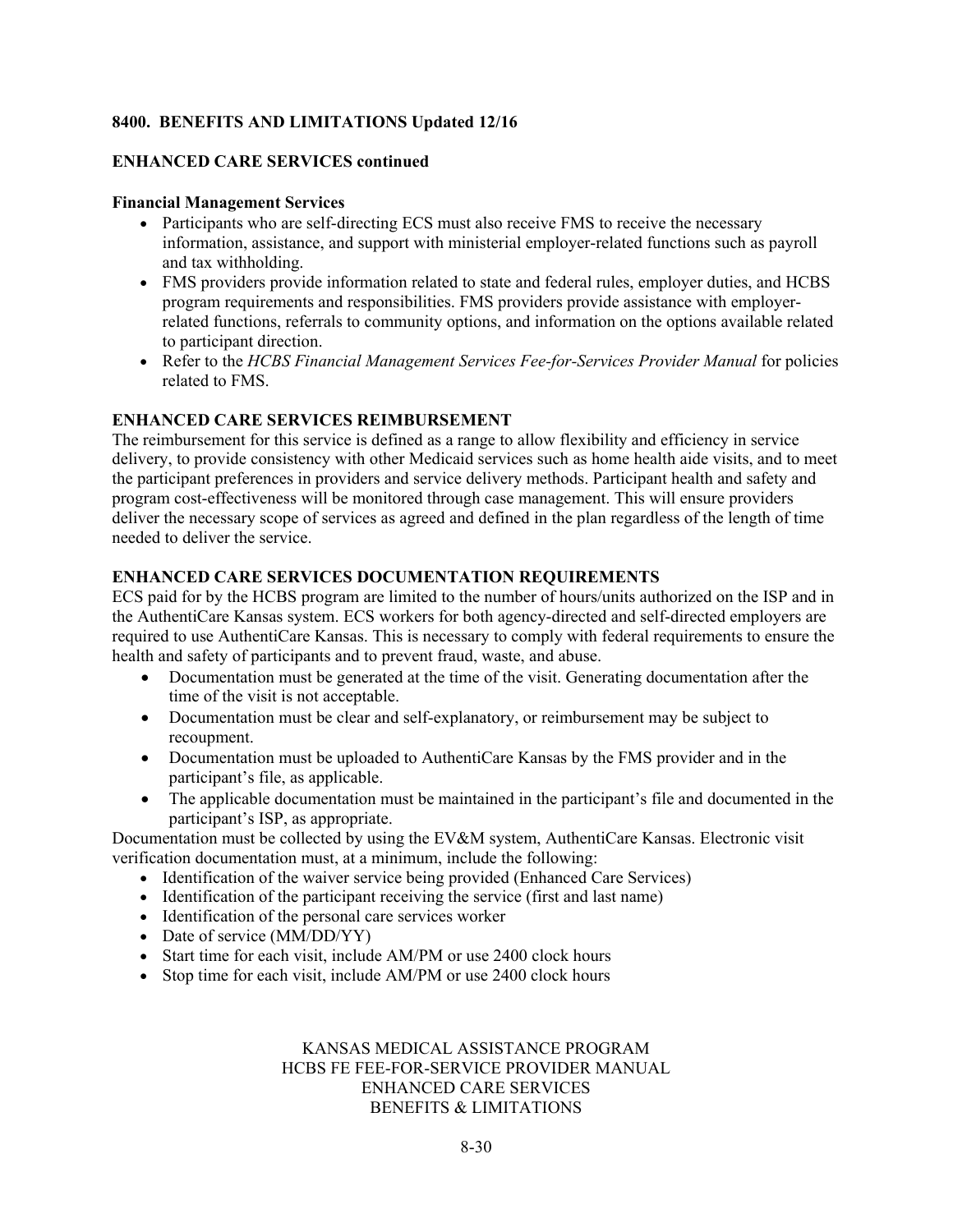**8400. BENEFITS AND LIMITATIONS Updated 12/16**

**ENHANCED CARE SERVICES continued**

**Financial Management Services**

- Participants who are self-directing ECS must also receive FMS to receive the necessary information, assistance, and support with ministerial employer-related functions such as payroll and tax withholding.
- FMS providers provide information related to state and federal rules, employer duties, and HCBS program requirements and responsibilities. FMS providers provide assistance with employer-related functions, referrals to community options, and information on the options available related to participant direction.
- Refer to the *HCBS Financial Management Services Fee-for-Services Provider Manual* for policies related to FMS.

**ENHANCED CARE SERVICES REIMBURSEMENT**

The reimbursement for this service is defined as a range to allow flexibility and efficiency in service delivery, to provide consistency with other Medicaid services such as home health aide visits, and to meet the participant preferences in providers and service delivery methods. Participant health and safety and program cost-effectiveness will be monitored through case management. This will ensure providers deliver the necessary scope of services as agreed and defined in the plan regardless of the length of time needed to deliver the service.

**ENHANCED CARE SERVICES DOCUMENTATION REQUIREMENTS**

ECS paid for by the HCBS program are limited to the number of hours/units authorized on the ISP and in the AuthentiCare Kansas system. ECS workers for both agency-directed and self-directed employers are required to use AuthentiCare Kansas. This is necessary to comply with federal requirements to ensure the health and safety of participants and to prevent fraud, waste, and abuse.

- Documentation must be generated at the time of the visit. Generating documentation after the time of the visit is not acceptable.
- Documentation must be clear and self-explanatory, or reimbursement may be subject to recoupment.
- Documentation must be uploaded to AuthentiCare Kansas by the FMS provider and in the participant's file, as applicable.
- The applicable documentation must be maintained in the participant's file and documented in the participant's ISP, as appropriate.

Documentation must be collected by using the EV&M system, AuthentiCare Kansas. Electronic visit verification documentation must, at a minimum, include the following:

- Identification of the waiver service being provided (Enhanced Care Services)
- Identification of the participant receiving the service (first and last name)
- Identification of the personal care services worker
- Date of service (MM/DD/YY)
- Start time for each visit, include AM/PM or use 2400 clock hours
- Stop time for each visit, include AM/PM or use 2400 clock hours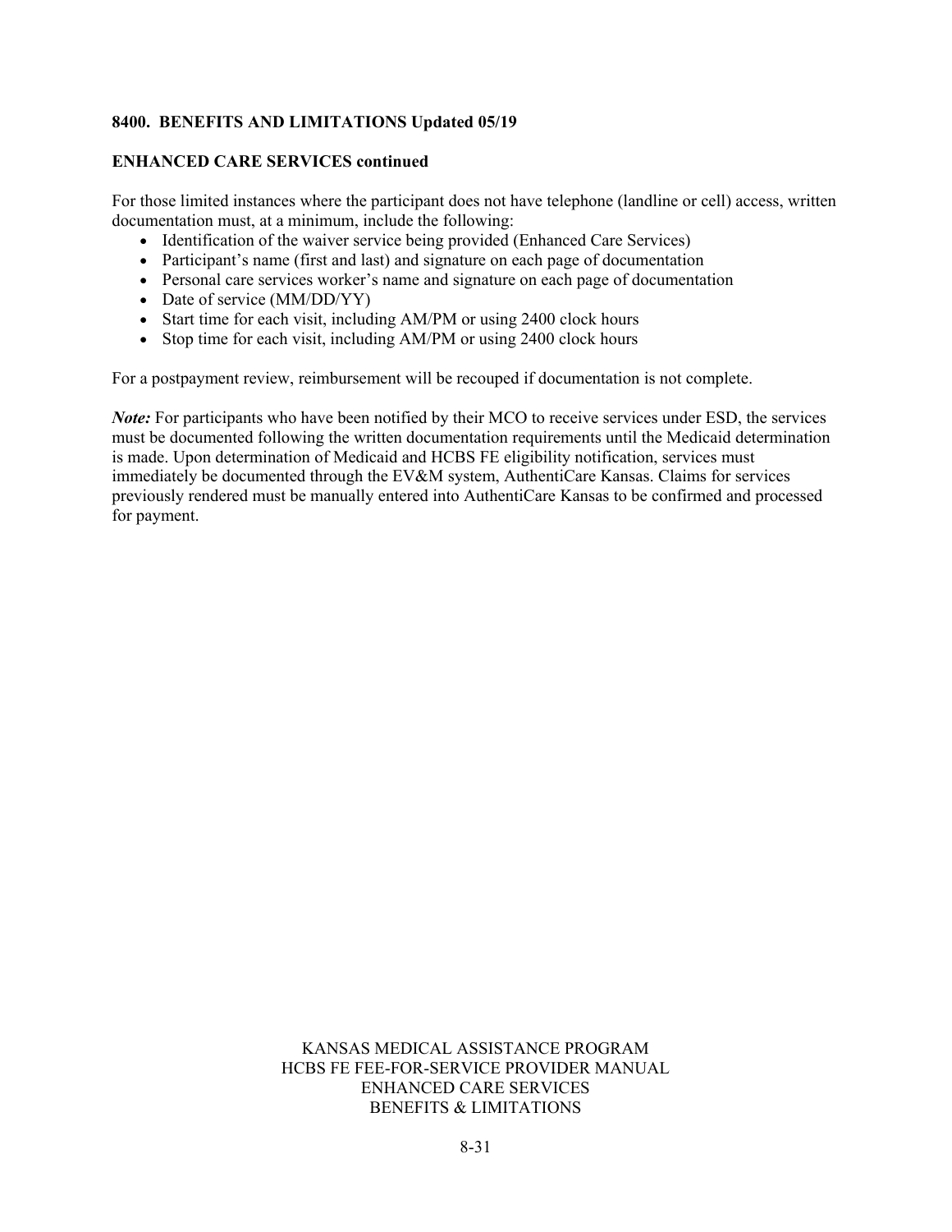## 8400. BENEFITS AND LIMITATIONS Updated 05/19

**ENHANCED CARE SERVICES continued**

For those limited instances where the participant does not have telephone (landline or cell) access, written documentation must, at a minimum, include the following:

- Identification of the waiver service being provided (Enhanced Care Services)
- Participant's name (first and last) and signature on each page of documentation
- Personal care services worker's name and signature on each page of documentation
- Date of service (MM/DD/YY)
- Start time for each visit, including AM/PM or using 2400 clock hours
- Stop time for each visit, including AM/PM or using 2400 clock hours

For a postpayment review, reimbursement will be recouped if documentation is not complete.

***Note:*** For participants who have been notified by their MCO to receive services under ESD, the services must be documented following the written documentation requirements until the Medicaid determination is made. Upon determination of Medicaid and HCBS FE eligibility notification, services must immediately be documented through the EV&M system, AuthentiCare Kansas. Claims for services previously rendered must be manually entered into AuthentiCare Kansas to be confirmed and processed for payment.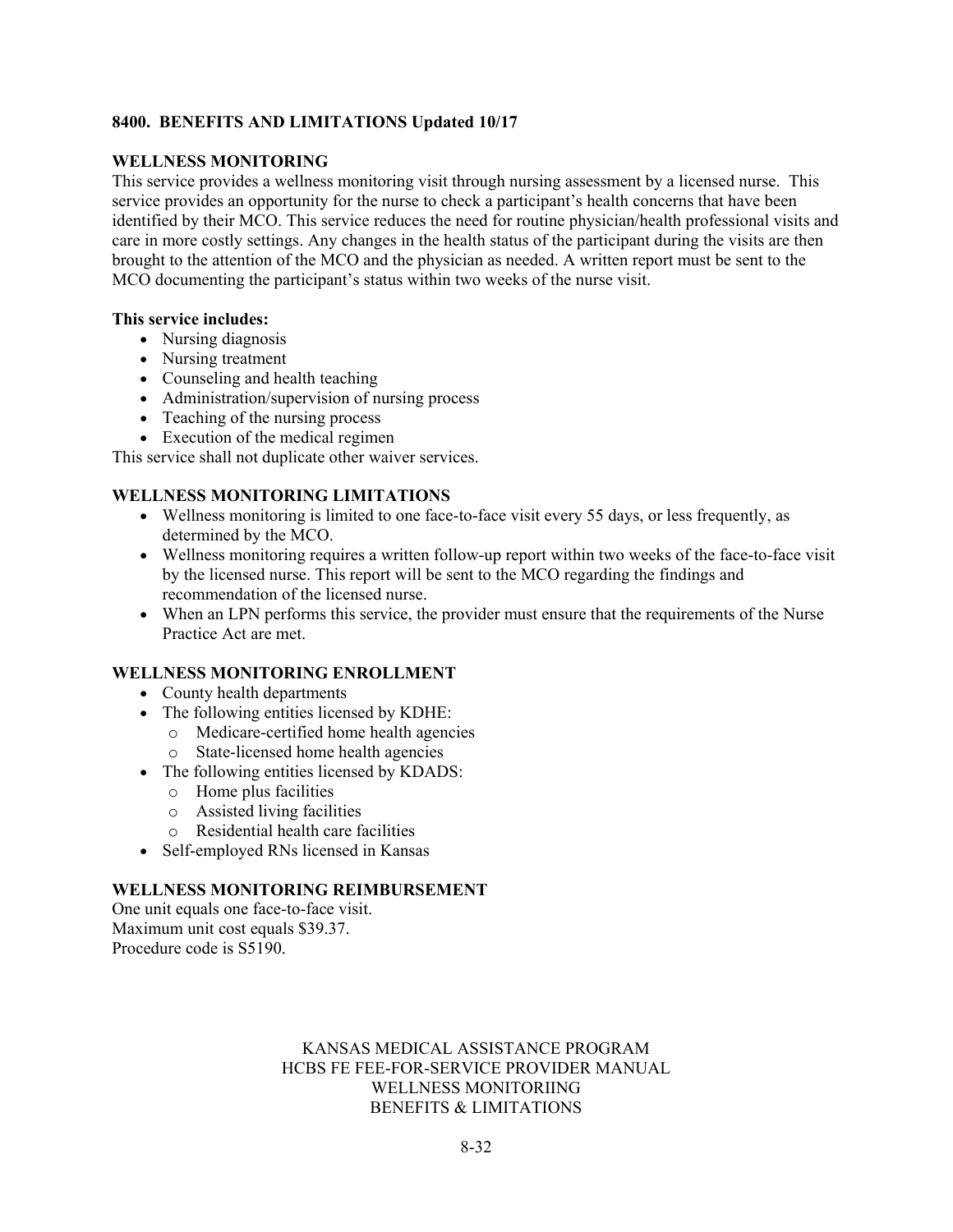## 8400. BENEFITS AND LIMITATIONS Updated 10/17

### WELLNESS MONITORING

This service provides a wellness monitoring visit through nursing assessment by a licensed nurse. This service provides an opportunity for the nurse to check a participant's health concerns that have been identified by their MCO. This service reduces the need for routine physician/health professional visits and care in more costly settings. Any changes in the health status of the participant during the visits are then brought to the attention of the MCO and the physician as needed. A written report must be sent to the MCO documenting the participant's status within two weeks of the nurse visit.

**This service includes:**

- Nursing diagnosis
- Nursing treatment
- Counseling and health teaching
- Administration/supervision of nursing process
- Teaching of the nursing process
- Execution of the medical regimen

This service shall not duplicate other waiver services.

### WELLNESS MONITORING LIMITATIONS

- Wellness monitoring is limited to one face-to-face visit every 55 days, or less frequently, as determined by the MCO.
- Wellness monitoring requires a written follow-up report within two weeks of the face-to-face visit by the licensed nurse. This report will be sent to the MCO regarding the findings and recommendation of the licensed nurse.
- When an LPN performs this service, the provider must ensure that the requirements of the Nurse Practice Act are met.

### WELLNESS MONITORING ENROLLMENT

- County health departments
- The following entities licensed by KDHE:
  - Medicare-certified home health agencies
  - State-licensed home health agencies
- The following entities licensed by KDADS:
  - Home plus facilities
  - Assisted living facilities
  - Residential health care facilities
- Self-employed RNs licensed in Kansas

### WELLNESS MONITORING REIMBURSEMENT

One unit equals one face-to-face visit.
Maximum unit cost equals $39.37.
Procedure code is S5190.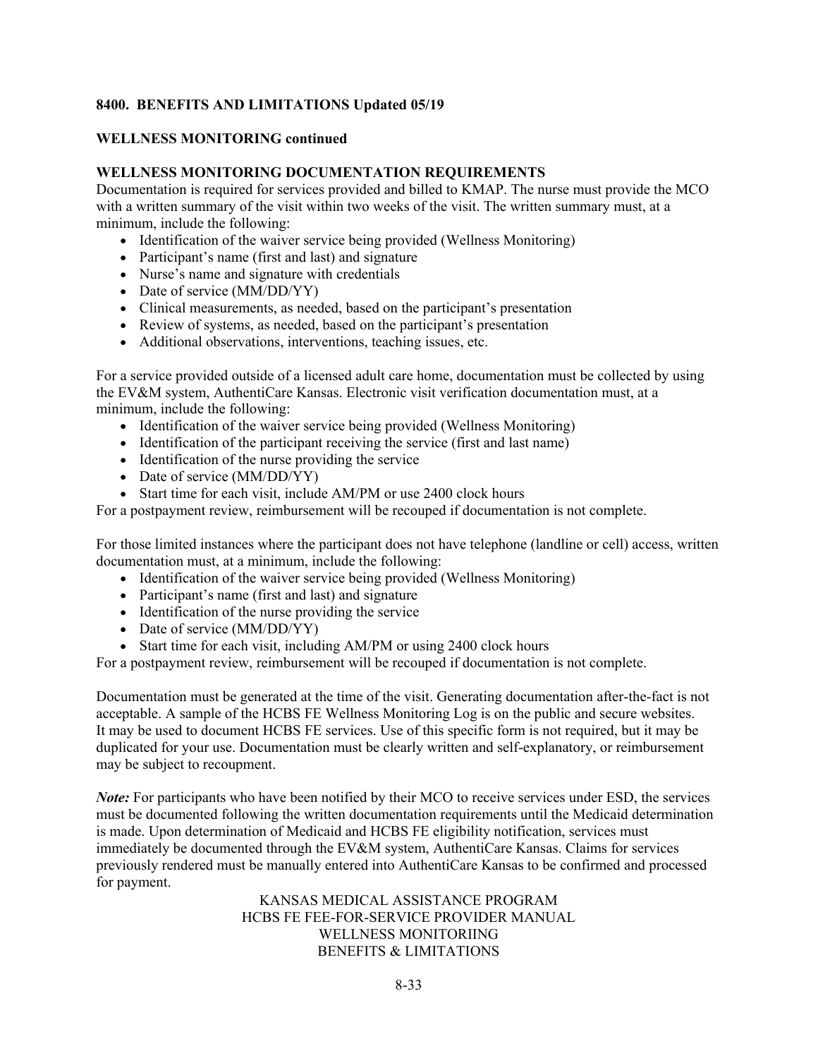**8400. BENEFITS AND LIMITATIONS Updated 05/19**

**WELLNESS MONITORING continued**

**WELLNESS MONITORING DOCUMENTATION REQUIREMENTS**

Documentation is required for services provided and billed to KMAP. The nurse must provide the MCO with a written summary of the visit within two weeks of the visit. The written summary must, at a minimum, include the following:

- Identification of the waiver service being provided (Wellness Monitoring)
- Participant's name (first and last) and signature
- Nurse's name and signature with credentials
- Date of service (MM/DD/YY)
- Clinical measurements, as needed, based on the participant's presentation
- Review of systems, as needed, based on the participant's presentation
- Additional observations, interventions, teaching issues, etc.

For a service provided outside of a licensed adult care home, documentation must be collected by using the EV&M system, AuthentiCare Kansas. Electronic visit verification documentation must, at a minimum, include the following:

- Identification of the waiver service being provided (Wellness Monitoring)
- Identification of the participant receiving the service (first and last name)
- Identification of the nurse providing the service
- Date of service (MM/DD/YY)
- Start time for each visit, include AM/PM or use 2400 clock hours

For a postpayment review, reimbursement will be recouped if documentation is not complete.

For those limited instances where the participant does not have telephone (landline or cell) access, written documentation must, at a minimum, include the following:

- Identification of the waiver service being provided (Wellness Monitoring)
- Participant's name (first and last) and signature
- Identification of the nurse providing the service
- Date of service (MM/DD/YY)
- Start time for each visit, including AM/PM or using 2400 clock hours

For a postpayment review, reimbursement will be recouped if documentation is not complete.

Documentation must be generated at the time of the visit. Generating documentation after-the-fact is not acceptable. A sample of the HCBS FE Wellness Monitoring Log is on the public and secure websites. It may be used to document HCBS FE services. Use of this specific form is not required, but it may be duplicated for your use. Documentation must be clearly written and self-explanatory, or reimbursement may be subject to recoupment.

***Note:*** For participants who have been notified by their MCO to receive services under ESD, the services must be documented following the written documentation requirements until the Medicaid determination is made. Upon determination of Medicaid and HCBS FE eligibility notification, services must immediately be documented through the EV&M system, AuthentiCare Kansas. Claims for services previously rendered must be manually entered into AuthentiCare Kansas to be confirmed and processed for payment.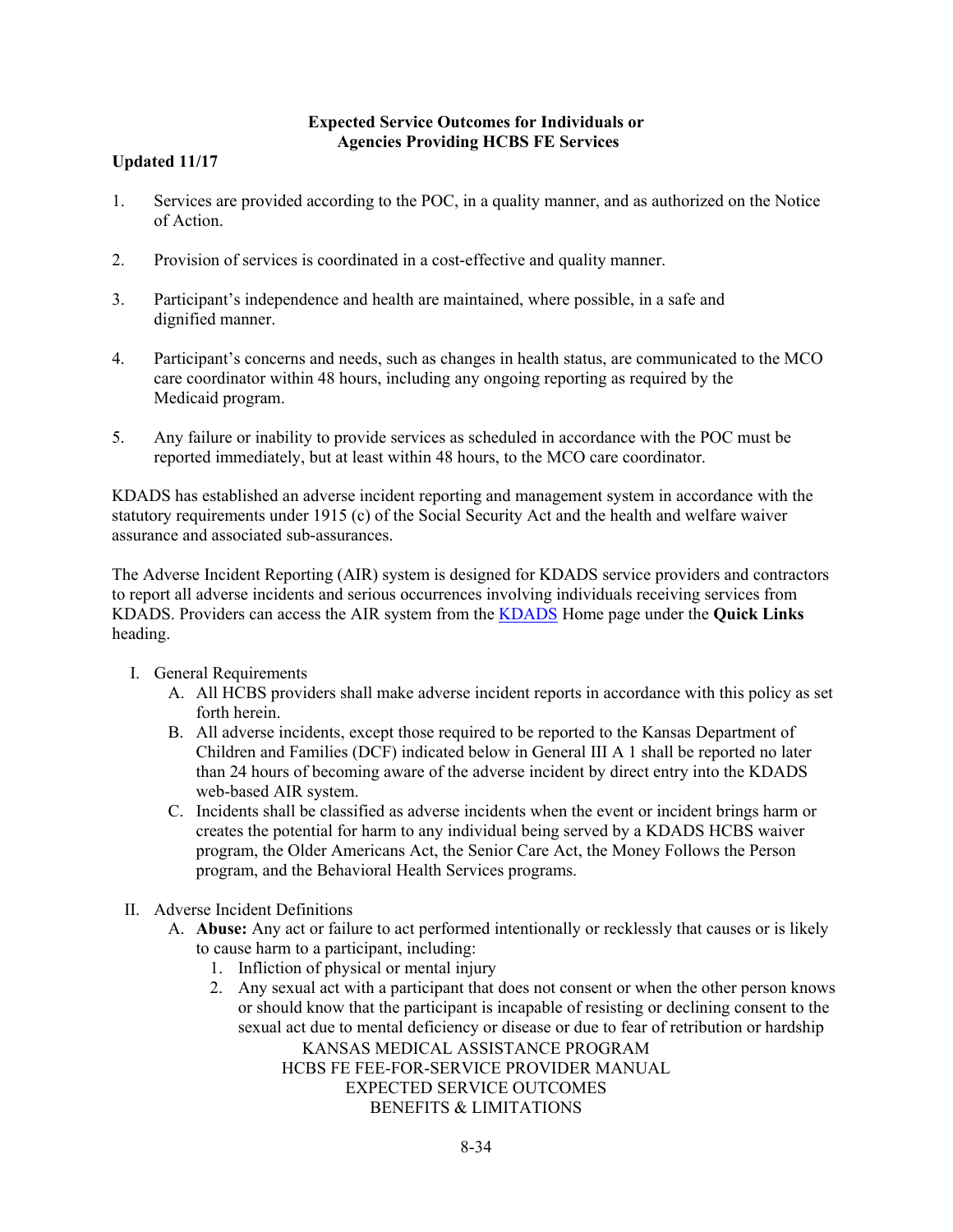**Expected Service Outcomes for Individuals or Agencies Providing HCBS FE Services**

**Updated 11/17**

1. Services are provided according to the POC, in a quality manner, and as authorized on the Notice of Action.

2. Provision of services is coordinated in a cost-effective and quality manner.

3. Participant's independence and health are maintained, where possible, in a safe and dignified manner.

4. Participant's concerns and needs, such as changes in health status, are communicated to the MCO care coordinator within 48 hours, including any ongoing reporting as required by the Medicaid program.

5. Any failure or inability to provide services as scheduled in accordance with the POC must be reported immediately, but at least within 48 hours, to the MCO care coordinator.

KDADS has established an adverse incident reporting and management system in accordance with the statutory requirements under 1915 (c) of the Social Security Act and the health and welfare waiver assurance and associated sub-assurances.

The Adverse Incident Reporting (AIR) system is designed for KDADS service providers and contractors to report all adverse incidents and serious occurrences involving individuals receiving services from KDADS. Providers can access the AIR system from the KDADS Home page under the **Quick Links** heading.

I. General Requirements
   A. All HCBS providers shall make adverse incident reports in accordance with this policy as set forth herein.
   B. All adverse incidents, except those required to be reported to the Kansas Department of Children and Families (DCF) indicated below in General III A 1 shall be reported no later than 24 hours of becoming aware of the adverse incident by direct entry into the KDADS web-based AIR system.
   C. Incidents shall be classified as adverse incidents when the event or incident brings harm or creates the potential for harm to any individual being served by a KDADS HCBS waiver program, the Older Americans Act, the Senior Care Act, the Money Follows the Person program, and the Behavioral Health Services programs.

II. Adverse Incident Definitions
   A. **Abuse:** Any act or failure to act performed intentionally or recklessly that causes or is likely to cause harm to a participant, including:
      1. Infliction of physical or mental injury
      2. Any sexual act with a participant that does not consent or when the other person knows or should know that the participant is incapable of resisting or declining consent to the sexual act due to mental deficiency or disease or due to fear of retribution or hardship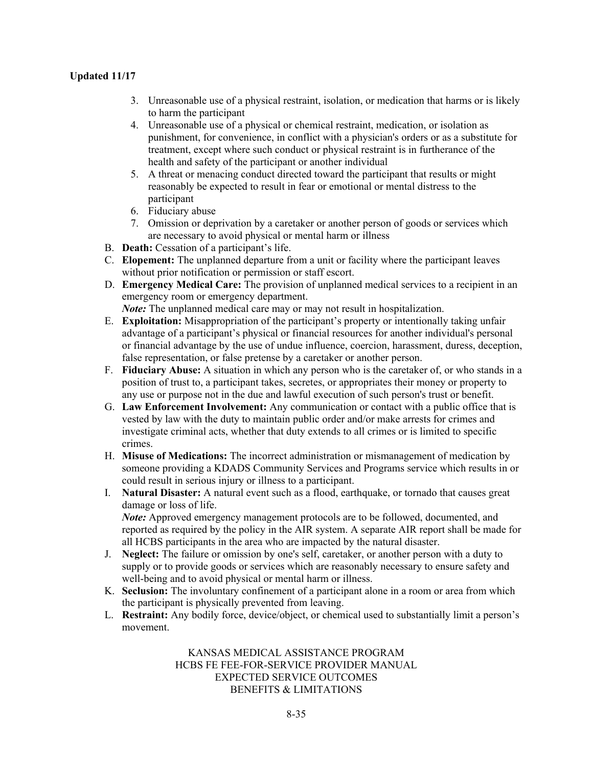3. Unreasonable use of a physical restraint, isolation, or medication that harms or is likely to harm the participant
4. Unreasonable use of a physical or chemical restraint, medication, or isolation as punishment, for convenience, in conflict with a physician's orders or as a substitute for treatment, except where such conduct or physical restraint is in furtherance of the health and safety of the participant or another individual
5. A threat or menacing conduct directed toward the participant that results or might reasonably be expected to result in fear or emotional or mental distress to the participant
6. Fiduciary abuse
7. Omission or deprivation by a caretaker or another person of goods or services which are necessary to avoid physical or mental harm or illness

B. **Death:** Cessation of a participant's life.

C. **Elopement:** The unplanned departure from a unit or facility where the participant leaves without prior notification or permission or staff escort.

D. **Emergency Medical Care:** The provision of unplanned medical services to a recipient in an emergency room or emergency department.
***Note:*** The unplanned medical care may or may not result in hospitalization.

E. **Exploitation:** Misappropriation of the participant's property or intentionally taking unfair advantage of a participant's physical or financial resources for another individual's personal or financial advantage by the use of undue influence, coercion, harassment, duress, deception, false representation, or false pretense by a caretaker or another person.

F. **Fiduciary Abuse:** A situation in which any person who is the caretaker of, or who stands in a position of trust to, a participant takes, secretes, or appropriates their money or property to any use or purpose not in the due and lawful execution of such person's trust or benefit.

G. **Law Enforcement Involvement:** Any communication or contact with a public office that is vested by law with the duty to maintain public order and/or make arrests for crimes and investigate criminal acts, whether that duty extends to all crimes or is limited to specific crimes.

H. **Misuse of Medications:** The incorrect administration or mismanagement of medication by someone providing a KDADS Community Services and Programs service which results in or could result in serious injury or illness to a participant.

I. **Natural Disaster:** A natural event such as a flood, earthquake, or tornado that causes great damage or loss of life.
***Note:*** Approved emergency management protocols are to be followed, documented, and reported as required by the policy in the AIR system. A separate AIR report shall be made for all HCBS participants in the area who are impacted by the natural disaster.

J. **Neglect:** The failure or omission by one's self, caretaker, or another person with a duty to supply or to provide goods or services which are reasonably necessary to ensure safety and well-being and to avoid physical or mental harm or illness.

K. **Seclusion:** The involuntary confinement of a participant alone in a room or area from which the participant is physically prevented from leaving.

L. **Restraint:** Any bodily force, device/object, or chemical used to substantially limit a person's movement.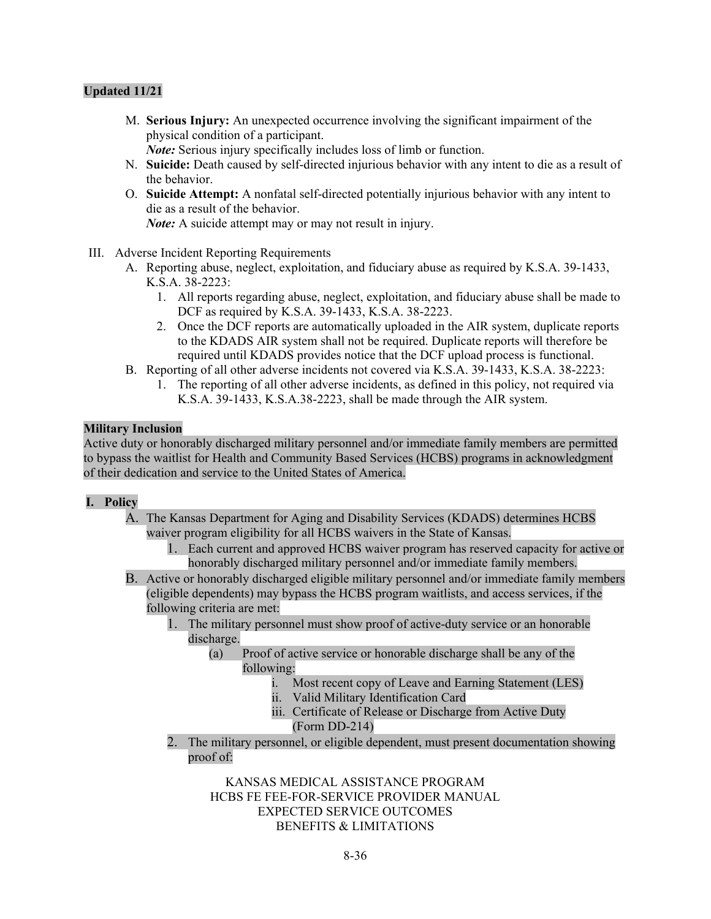**Updated 11/21**

M. **Serious Injury:** An unexpected occurrence involving the significant impairment of the physical condition of a participant.
*Note:* Serious injury specifically includes loss of limb or function.

N. **Suicide:** Death caused by self-directed injurious behavior with any intent to die as a result of the behavior.

O. **Suicide Attempt:** A nonfatal self-directed potentially injurious behavior with any intent to die as a result of the behavior.
*Note:* A suicide attempt may or may not result in injury.

III. Adverse Incident Reporting Requirements

A. Reporting abuse, neglect, exploitation, and fiduciary abuse as required by K.S.A. 39-1433, K.S.A. 38-2223:

1. All reports regarding abuse, neglect, exploitation, and fiduciary abuse shall be made to DCF as required by K.S.A. 39-1433, K.S.A. 38-2223.
2. Once the DCF reports are automatically uploaded in the AIR system, duplicate reports to the KDADS AIR system shall not be required. Duplicate reports will therefore be required until KDADS provides notice that the DCF upload process is functional.

B. Reporting of all other adverse incidents not covered via K.S.A. 39-1433, K.S.A. 38-2223:

1. The reporting of all other adverse incidents, as defined in this policy, not required via K.S.A. 39-1433, K.S.A.38-2223, shall be made through the AIR system.

**Military Inclusion**

Active duty or honorably discharged military personnel and/or immediate family members are permitted to bypass the waitlist for Health and Community Based Services (HCBS) programs in acknowledgment of their dedication and service to the United States of America.

**I. Policy**

A. The Kansas Department for Aging and Disability Services (KDADS) determines HCBS waiver program eligibility for all HCBS waivers in the State of Kansas.

1. Each current and approved HCBS waiver program has reserved capacity for active or honorably discharged military personnel and/or immediate family members.

B. Active or honorably discharged eligible military personnel and/or immediate family members (eligible dependents) may bypass the HCBS program waitlists, and access services, if the following criteria are met:

1. The military personnel must show proof of active-duty service or an honorable discharge.
   (a) Proof of active service or honorable discharge shall be any of the following:
      i. Most recent copy of Leave and Earning Statement (LES)
      ii. Valid Military Identification Card
      iii. Certificate of Release or Discharge from Active Duty (Form DD-214)
2. The military personnel, or eligible dependent, must present documentation showing proof of: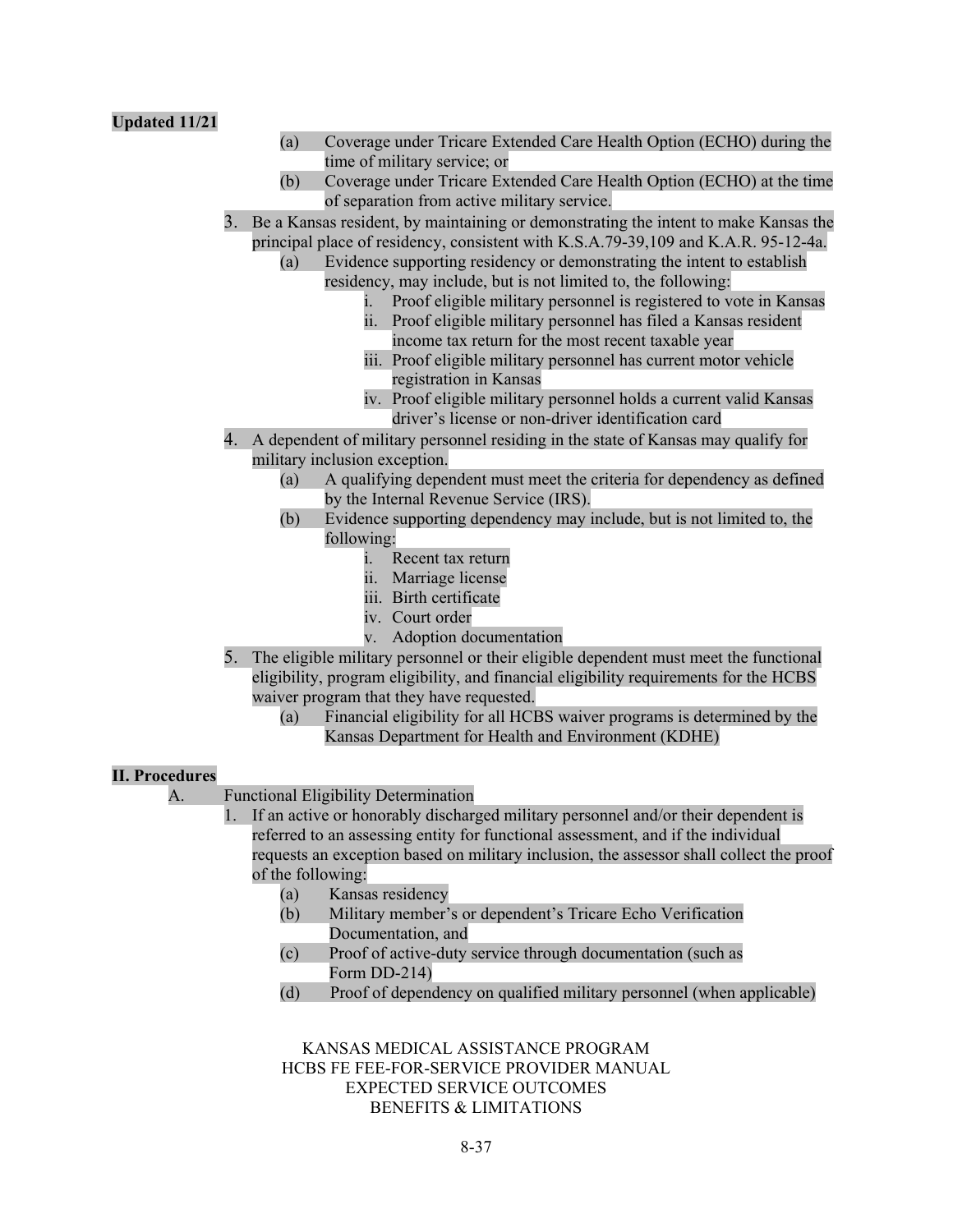**Updated 11/21**

(a) Coverage under Tricare Extended Care Health Option (ECHO) during the time of military service; or

(b) Coverage under Tricare Extended Care Health Option (ECHO) at the time of separation from active military service.

3. Be a Kansas resident, by maintaining or demonstrating the intent to make Kansas the principal place of residency, consistent with K.S.A.79-39,109 and K.A.R. 95-12-4a.
   - (a) Evidence supporting residency or demonstrating the intent to establish residency, may include, but is not limited to, the following:
     - i. Proof eligible military personnel is registered to vote in Kansas
     - ii. Proof eligible military personnel has filed a Kansas resident income tax return for the most recent taxable year
     - iii. Proof eligible military personnel has current motor vehicle registration in Kansas
     - iv. Proof eligible military personnel holds a current valid Kansas driver's license or non-driver identification card
4. A dependent of military personnel residing in the state of Kansas may qualify for military inclusion exception.
   - (a) A qualifying dependent must meet the criteria for dependency as defined by the Internal Revenue Service (IRS).
   - (b) Evidence supporting dependency may include, but is not limited to, the following:
     - i. Recent tax return
     - ii. Marriage license
     - iii. Birth certificate
     - iv. Court order
     - v. Adoption documentation
5. The eligible military personnel or their eligible dependent must meet the functional eligibility, program eligibility, and financial eligibility requirements for the HCBS waiver program that they have requested.
   - (a) Financial eligibility for all HCBS waiver programs is determined by the Kansas Department for Health and Environment (KDHE)

**II. Procedures**

A. Functional Eligibility Determination

1. If an active or honorably discharged military personnel and/or their dependent is referred to an assessing entity for functional assessment, and if the individual requests an exception based on military inclusion, the assessor shall collect the proof of the following:
   - (a) Kansas residency
   - (b) Military member's or dependent's Tricare Echo Verification Documentation, and
   - (c) Proof of active-duty service through documentation (such as Form DD-214)
   - (d) Proof of dependency on qualified military personnel (when applicable)

KANSAS MEDICAL ASSISTANCE PROGRAM
HCBS FE FEE-FOR-SERVICE PROVIDER MANUAL
EXPECTED SERVICE OUTCOMES
BENEFITS & LIMITATIONS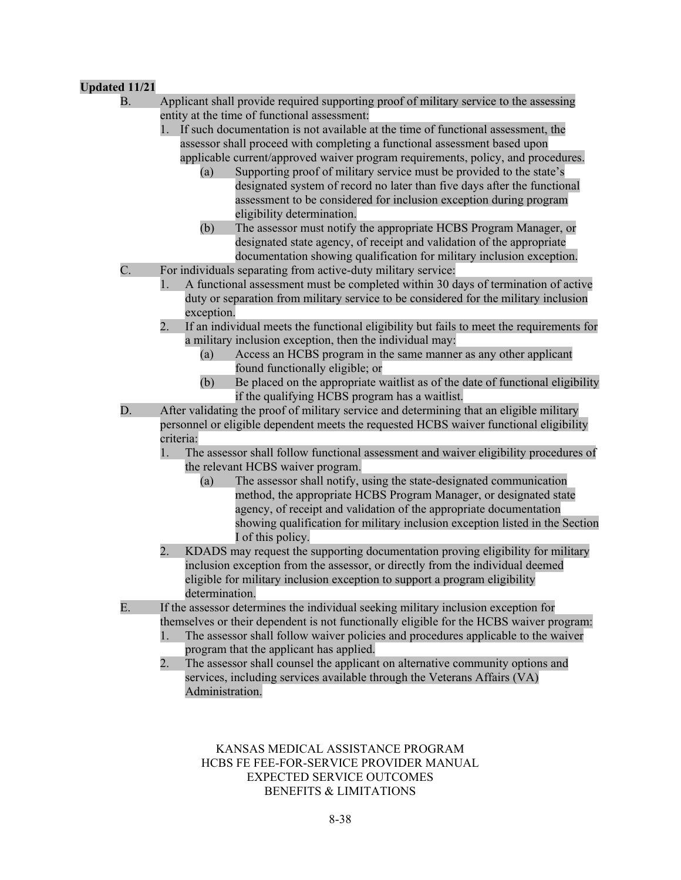**Updated 11/21**

B. Applicant shall provide required supporting proof of military service to the assessing entity at the time of functional assessment:

1. If such documentation is not available at the time of functional assessment, the assessor shall proceed with completing a functional assessment based upon applicable current/approved waiver program requirements, policy, and procedures.
   - (a) Supporting proof of military service must be provided to the state's designated system of record no later than five days after the functional assessment to be considered for inclusion exception during program eligibility determination.
   - (b) The assessor must notify the appropriate HCBS Program Manager, or designated state agency, of receipt and validation of the appropriate documentation showing qualification for military inclusion exception.

C. For individuals separating from active-duty military service:

1. A functional assessment must be completed within 30 days of termination of active duty or separation from military service to be considered for the military inclusion exception.
2. If an individual meets the functional eligibility but fails to meet the requirements for a military inclusion exception, then the individual may:
   - (a) Access an HCBS program in the same manner as any other applicant found functionally eligible; or
   - (b) Be placed on the appropriate waitlist as of the date of functional eligibility if the qualifying HCBS program has a waitlist.

D. After validating the proof of military service and determining that an eligible military personnel or eligible dependent meets the requested HCBS waiver functional eligibility criteria:

1. The assessor shall follow functional assessment and waiver eligibility procedures of the relevant HCBS waiver program.
   - (a) The assessor shall notify, using the state-designated communication method, the appropriate HCBS Program Manager, or designated state agency, of receipt and validation of the appropriate documentation showing qualification for military inclusion exception listed in the Section I of this policy.
2. KDADS may request the supporting documentation proving eligibility for military inclusion exception from the assessor, or directly from the individual deemed eligible for military inclusion exception to support a program eligibility determination.

E. If the assessor determines the individual seeking military inclusion exception for themselves or their dependent is not functionally eligible for the HCBS waiver program:

1. The assessor shall follow waiver policies and procedures applicable to the waiver program that the applicant has applied.
2. The assessor shall counsel the applicant on alternative community options and services, including services available through the Veterans Affairs (VA) Administration.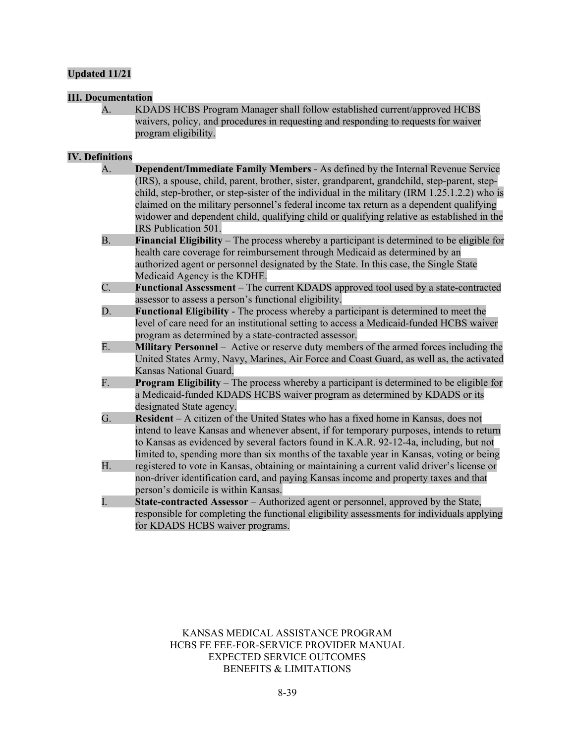**Updated 11/21**

**III. Documentation**

A. KDADS HCBS Program Manager shall follow established current/approved HCBS waivers, policy, and procedures in requesting and responding to requests for waiver program eligibility.

**IV. Definitions**

A. **Dependent/Immediate Family Members** - As defined by the Internal Revenue Service (IRS), a spouse, child, parent, brother, sister, grandparent, grandchild, step-parent, step-child, step-brother, or step-sister of the individual in the military (IRM 1.25.1.2.2) who is claimed on the military personnel's federal income tax return as a dependent qualifying widower and dependent child, qualifying child or qualifying relative as established in the IRS Publication 501.

B. **Financial Eligibility** – The process whereby a participant is determined to be eligible for health care coverage for reimbursement through Medicaid as determined by an authorized agent or personnel designated by the State. In this case, the Single State Medicaid Agency is the KDHE.

C. **Functional Assessment** – The current KDADS approved tool used by a state-contracted assessor to assess a person's functional eligibility.

D. **Functional Eligibility** - The process whereby a participant is determined to meet the level of care need for an institutional setting to access a Medicaid-funded HCBS waiver program as determined by a state-contracted assessor.

E. **Military Personnel** – Active or reserve duty members of the armed forces including the United States Army, Navy, Marines, Air Force and Coast Guard, as well as, the activated Kansas National Guard.

F. **Program Eligibility** – The process whereby a participant is determined to be eligible for a Medicaid-funded KDADS HCBS waiver program as determined by KDADS or its designated State agency.

G. **Resident** – A citizen of the United States who has a fixed home in Kansas, does not intend to leave Kansas and whenever absent, if for temporary purposes, intends to return to Kansas as evidenced by several factors found in K.A.R. 92-12-4a, including, but not limited to, spending more than six months of the taxable year in Kansas, voting or being

H. registered to vote in Kansas, obtaining or maintaining a current valid driver's license or non-driver identification card, and paying Kansas income and property taxes and that person's domicile is within Kansas.

I. **State-contracted Assessor** – Authorized agent or personnel, approved by the State, responsible for completing the functional eligibility assessments for individuals applying for KDADS HCBS waiver programs.